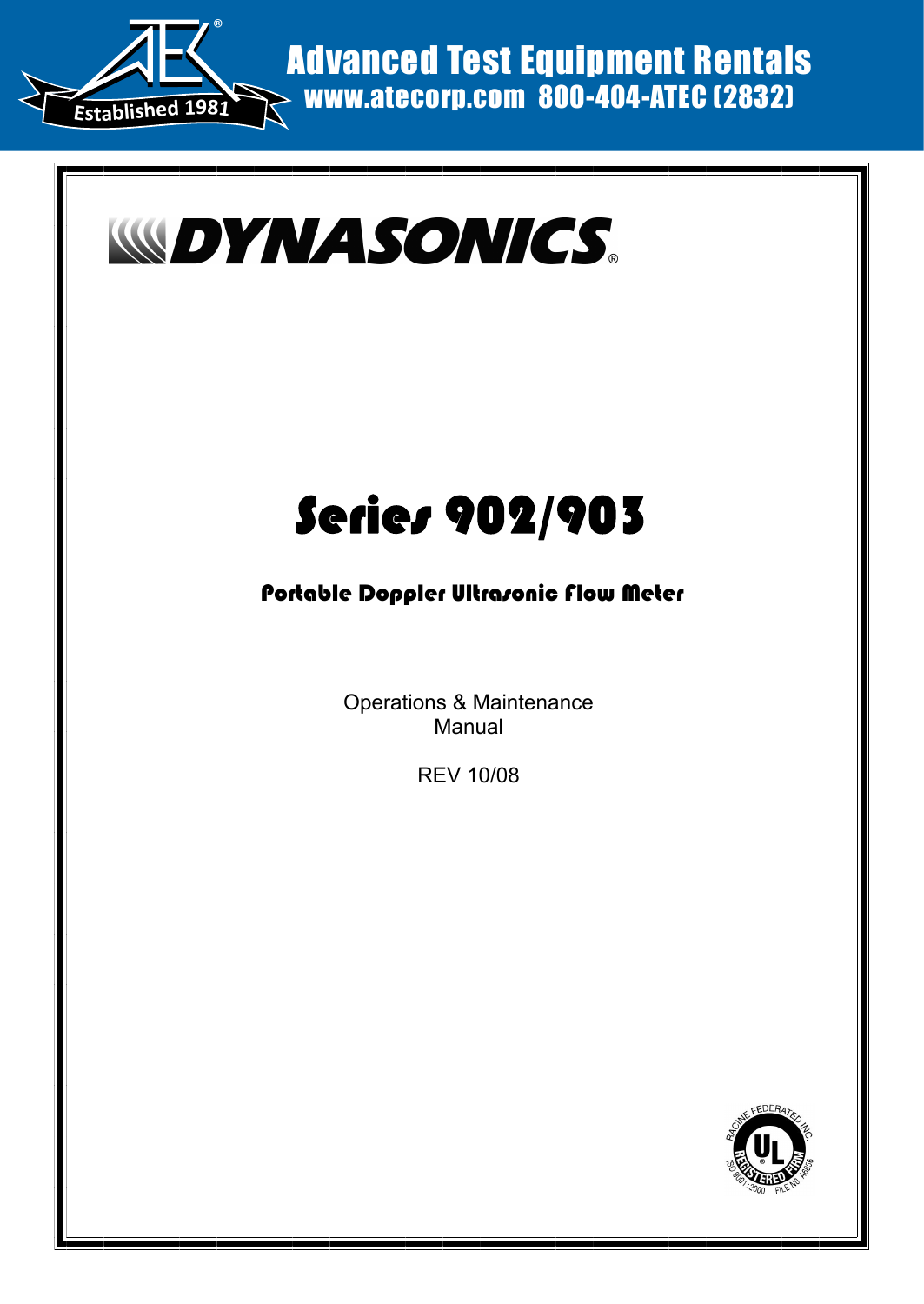Advanced Test Equipment Rentals
www.atecorp.com 800-404-ATEC (2832)

Established 1981

DYNASONICS®

# Series 902/903

## Portable Doppler Ultrasonic Flow Meter

Operations & Maintenance
Manual

REV 10/08

RACINE FEDERATED INC.
UL REGISTERED FIRM
ISO 9001:2000 FILE NO. A8656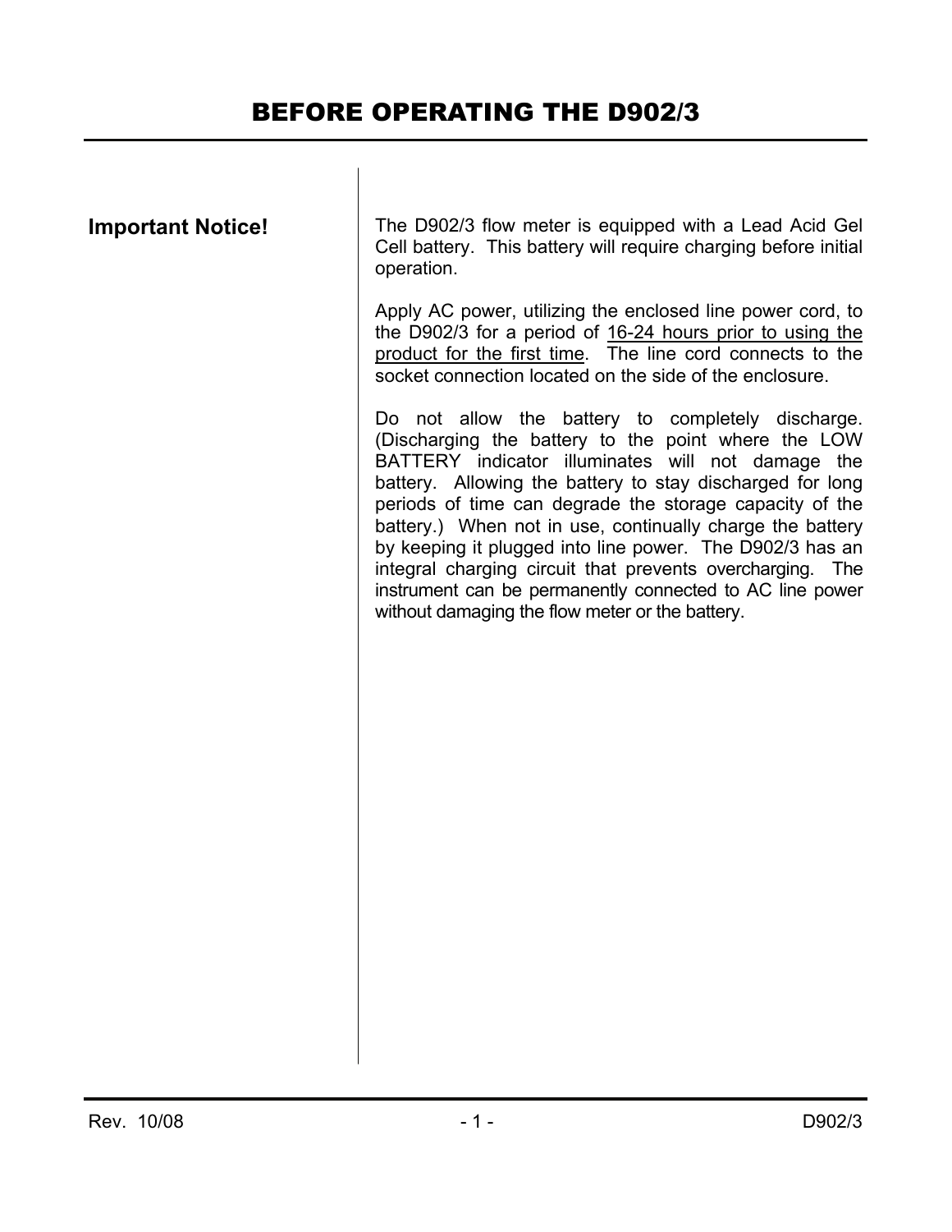# BEFORE OPERATING THE D902/3

## Important Notice!

The D902/3 flow meter is equipped with a Lead Acid Gel Cell battery. This battery will require charging before initial operation.

Apply AC power, utilizing the enclosed line power cord, to the D902/3 for a period of <u>16-24 hours prior to using the product for the first time</u>. The line cord connects to the socket connection located on the side of the enclosure.

Do not allow the battery to completely discharge. (Discharging the battery to the point where the LOW BATTERY indicator illuminates will not damage the battery. Allowing the battery to stay discharged for long periods of time can degrade the storage capacity of the battery.) When not in use, continually charge the battery by keeping it plugged into line power. The D902/3 has an integral charging circuit that prevents overcharging. The instrument can be permanently connected to AC line power without damaging the flow meter or the battery.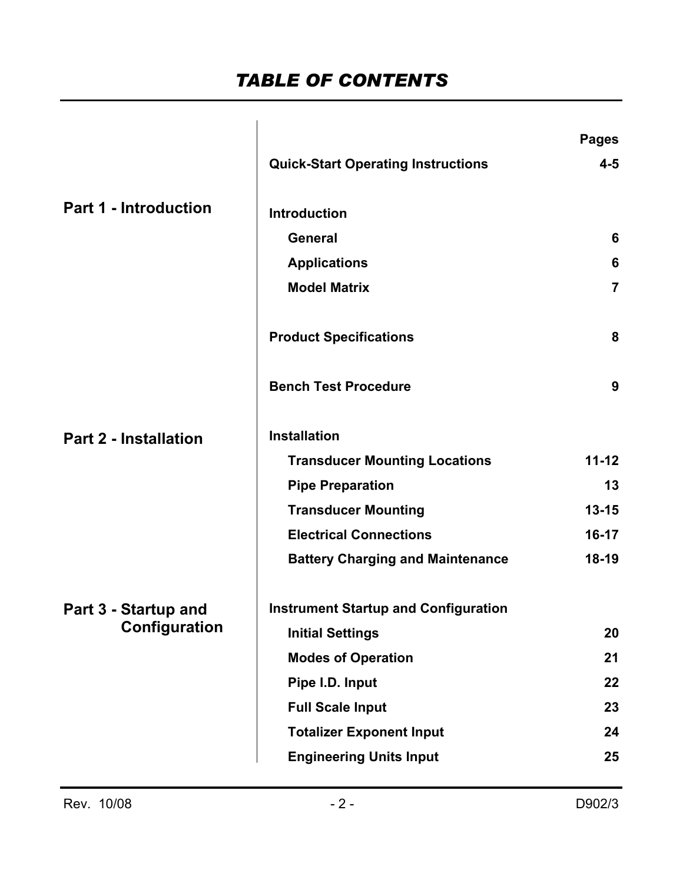# *TABLE OF CONTENTS*

| | | Pages |
|---|---|---|
| | **Quick-Start Operating Instructions** | **4-5** |
| **Part 1 - Introduction** | **Introduction** | |
| | **General** | **6** |
| | **Applications** | **6** |
| | **Model Matrix** | **7** |
| | **Product Specifications** | **8** |
| | **Bench Test Procedure** | **9** |
| **Part 2 - Installation** | **Installation** | |
| | **Transducer Mounting Locations** | **11-12** |
| | **Pipe Preparation** | **13** |
| | **Transducer Mounting** | **13-15** |
| | **Electrical Connections** | **16-17** |
| | **Battery Charging and Maintenance** | **18-19** |
| **Part 3 - Startup and Configuration** | **Instrument Startup and Configuration** | |
| | **Initial Settings** | **20** |
| | **Modes of Operation** | **21** |
| | **Pipe I.D. Input** | **22** |
| | **Full Scale Input** | **23** |
| | **Totalizer Exponent Input** | **24** |
| | **Engineering Units Input** | **25** |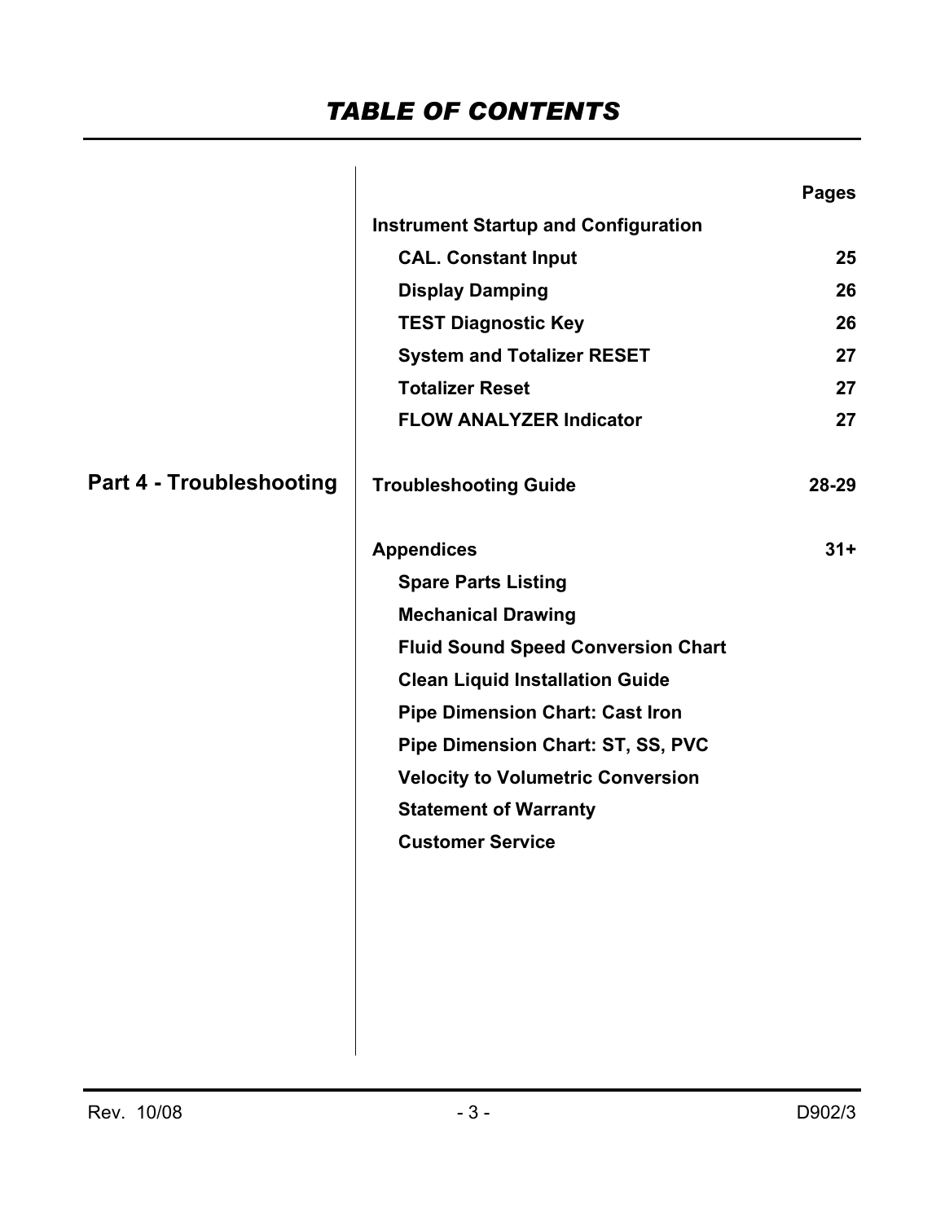# *TABLE OF CONTENTS*

| | | Pages |
|---|---|---|
| | **Instrument Startup and Configuration** | |
| | **CAL. Constant Input** | **25** |
| | **Display Damping** | **26** |
| | **TEST Diagnostic Key** | **26** |
| | **System and Totalizer RESET** | **27** |
| | **Totalizer Reset** | **27** |
| | **FLOW ANALYZER Indicator** | **27** |
| **Part 4 - Troubleshooting** | **Troubleshooting Guide** | **28-29** |
| | **Appendices** | **31+** |
| | **Spare Parts Listing** | |
| | **Mechanical Drawing** | |
| | **Fluid Sound Speed Conversion Chart** | |
| | **Clean Liquid Installation Guide** | |
| | **Pipe Dimension Chart: Cast Iron** | |
| | **Pipe Dimension Chart: ST, SS, PVC** | |
| | **Velocity to Volumetric Conversion** | |
| | **Statement of Warranty** | |
| | **Customer Service** | |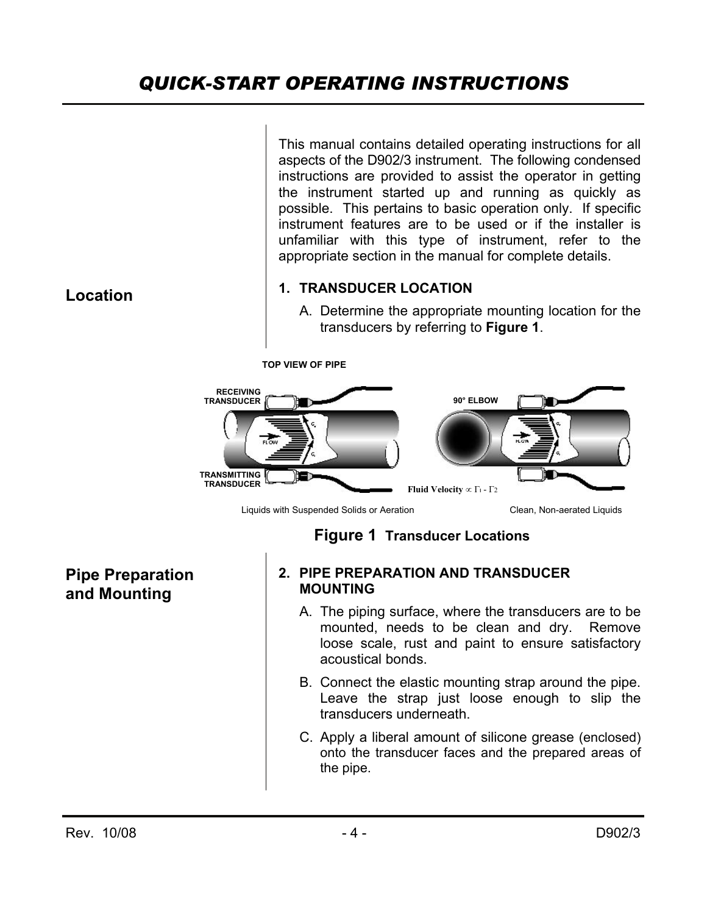# QUICK-START OPERATING INSTRUCTIONS

This manual contains detailed operating instructions for all aspects of the D902/3 instrument. The following condensed instructions are provided to assist the operator in getting the instrument started up and running as quickly as possible. This pertains to basic operation only. If specific instrument features are to be used or if the installer is unfamiliar with this type of instrument, refer to the appropriate section in the manual for complete details.

## Location

### 1. TRANSDUCER LOCATION

A. Determine the appropriate mounting location for the transducers by referring to **Figure 1**.

TOP VIEW OF PIPE

RECEIVING TRANSDUCER

TRANSMITTING TRANSDUCER

90° ELBOW

Fluid Velocity $\propto \Gamma_1 - \Gamma_2$

Liquids with Suspended Solids or Aeration

Clean, Non-aerated Liquids

**Figure 1** **Transducer Locations**

## Pipe Preparation and Mounting

### 2. PIPE PREPARATION AND TRANSDUCER MOUNTING

A. The piping surface, where the transducers are to be mounted, needs to be clean and dry. Remove loose scale, rust and paint to ensure satisfactory acoustical bonds.

B. Connect the elastic mounting strap around the pipe. Leave the strap just loose enough to slip the transducers underneath.

C. Apply a liberal amount of silicone grease (enclosed) onto the transducer faces and the prepared areas of the pipe.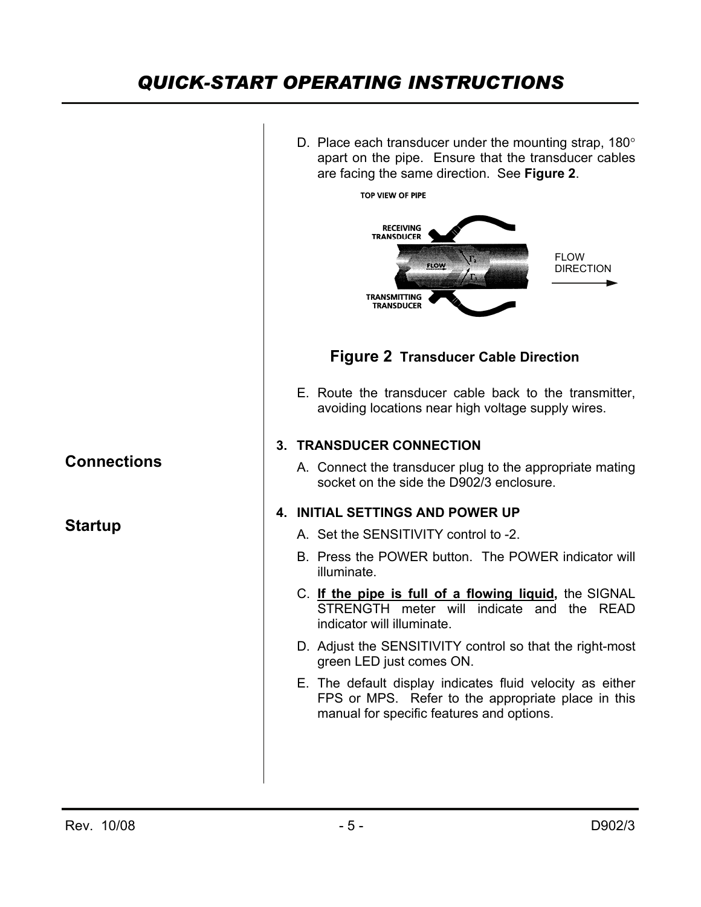D. Place each transducer under the mounting strap, 180° apart on the pipe. Ensure that the transducer cables are facing the same direction. See **Figure 2**.

**Figure 2** **Transducer Cable Direction**

E. Route the transducer cable back to the transmitter, avoiding locations near high voltage supply wires.

## Connections

**3. TRANSDUCER CONNECTION**

A. Connect the transducer plug to the appropriate mating socket on the side the D902/3 enclosure.

## Startup

**4. INITIAL SETTINGS AND POWER UP**

A. Set the SENSITIVITY control to -2.

B. Press the POWER button. The POWER indicator will illuminate.

C. **If the pipe is full of a flowing liquid,** the SIGNAL STRENGTH meter will indicate and the READ indicator will illuminate.

D. Adjust the SENSITIVITY control so that the right-most green LED just comes ON.

E. The default display indicates fluid velocity as either FPS or MPS. Refer to the appropriate place in this manual for specific features and options.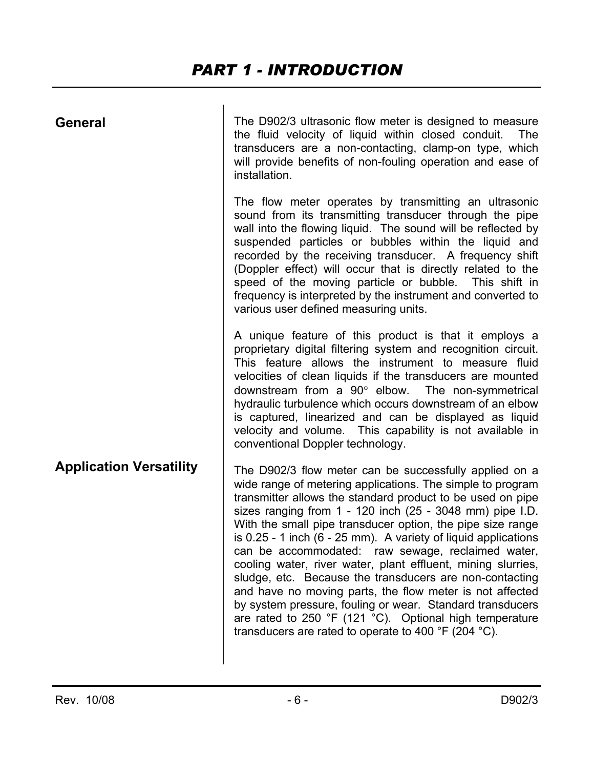# *PART 1 - INTRODUCTION*

## General

The D902/3 ultrasonic flow meter is designed to measure the fluid velocity of liquid within closed conduit. The transducers are a non-contacting, clamp-on type, which will provide benefits of non-fouling operation and ease of installation.

The flow meter operates by transmitting an ultrasonic sound from its transmitting transducer through the pipe wall into the flowing liquid. The sound will be reflected by suspended particles or bubbles within the liquid and recorded by the receiving transducer. A frequency shift (Doppler effect) will occur that is directly related to the speed of the moving particle or bubble. This shift in frequency is interpreted by the instrument and converted to various user defined measuring units.

A unique feature of this product is that it employs a proprietary digital filtering system and recognition circuit. This feature allows the instrument to measure fluid velocities of clean liquids if the transducers are mounted downstream from a 90° elbow. The non-symmetrical hydraulic turbulence which occurs downstream of an elbow is captured, linearized and can be displayed as liquid velocity and volume. This capability is not available in conventional Doppler technology.

## Application Versatility

The D902/3 flow meter can be successfully applied on a wide range of metering applications. The simple to program transmitter allows the standard product to be used on pipe sizes ranging from 1 - 120 inch (25 - 3048 mm) pipe I.D. With the small pipe transducer option, the pipe size range is 0.25 - 1 inch (6 - 25 mm). A variety of liquid applications can be accommodated: raw sewage, reclaimed water, cooling water, river water, plant effluent, mining slurries, sludge, etc. Because the transducers are non-contacting and have no moving parts, the flow meter is not affected by system pressure, fouling or wear. Standard transducers are rated to 250 °F (121 °C). Optional high temperature transducers are rated to operate to 400 °F (204 °C).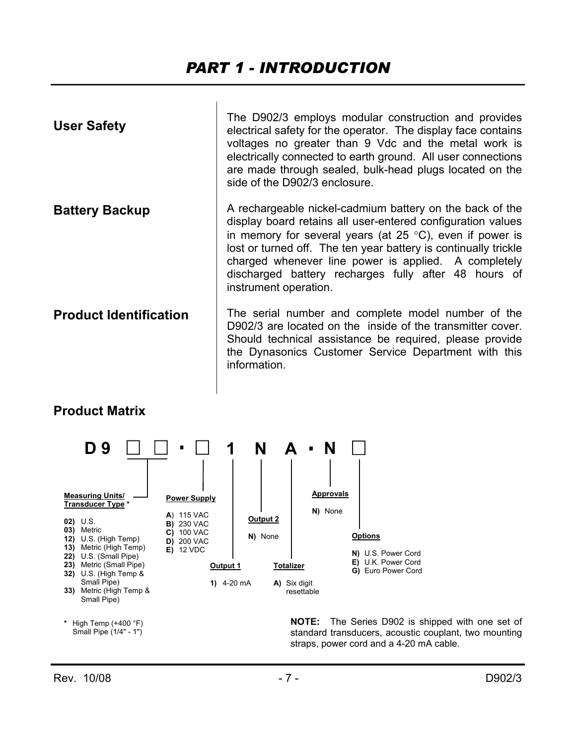# PART 1 - INTRODUCTION

## User Safety

The D902/3 employs modular construction and provides electrical safety for the operator. The display face contains voltages no greater than 9 Vdc and the metal work is electrically connected to earth ground. All user connections are made through sealed, bulk-head plugs located on the side of the D902/3 enclosure.

## Battery Backup

A rechargeable nickel-cadmium battery on the back of the display board retains all user-entered configuration values in memory for several years (at 25 °C), even if power is lost or turned off. The ten year battery is continually trickle charged whenever line power is applied. A completely discharged battery recharges fully after 48 hours of instrument operation.

## Product Identification

The serial number and complete model number of the D902/3 are located on the inside of the transmitter cover. Should technical assistance be required, please provide the Dynasonics Customer Service Department with this information.

## Product Matrix

**D 9 □ □ - □ 1 N A - N □**

**Measuring Units/Transducer Type ***

- **02)** U.S.
- **03)** Metric
- **12)** U.S. (High Temp)
- **13)** Metric (High Temp)
- **22)** U.S. (Small Pipe)
- **23)** Metric (Small Pipe)
- **32)** U.S. (High Temp & Small Pipe)
- **33)** Metric (High Temp & Small Pipe)

\* High Temp (+400 °F)
Small Pipe (1/4" - 1")

**Power Supply**

- **A)** 115 VAC
- **B)** 230 VAC
- **C)** 100 VAC
- **D)** 200 VAC
- **E)** 12 VDC

**Output 1**

- **1)** 4-20 mA

**Output 2**

- **N)** None

**Totalizer**

- **A)** Six digit resettable

**Approvals**

- **N)** None

**Options**

- **N)** U.S. Power Cord
- **E)** U.K. Power Cord
- **G)** Euro Power Cord

**NOTE:** The Series D902 is shipped with one set of standard transducers, acoustic couplant, two mounting straps, power cord and a 4-20 mA cable.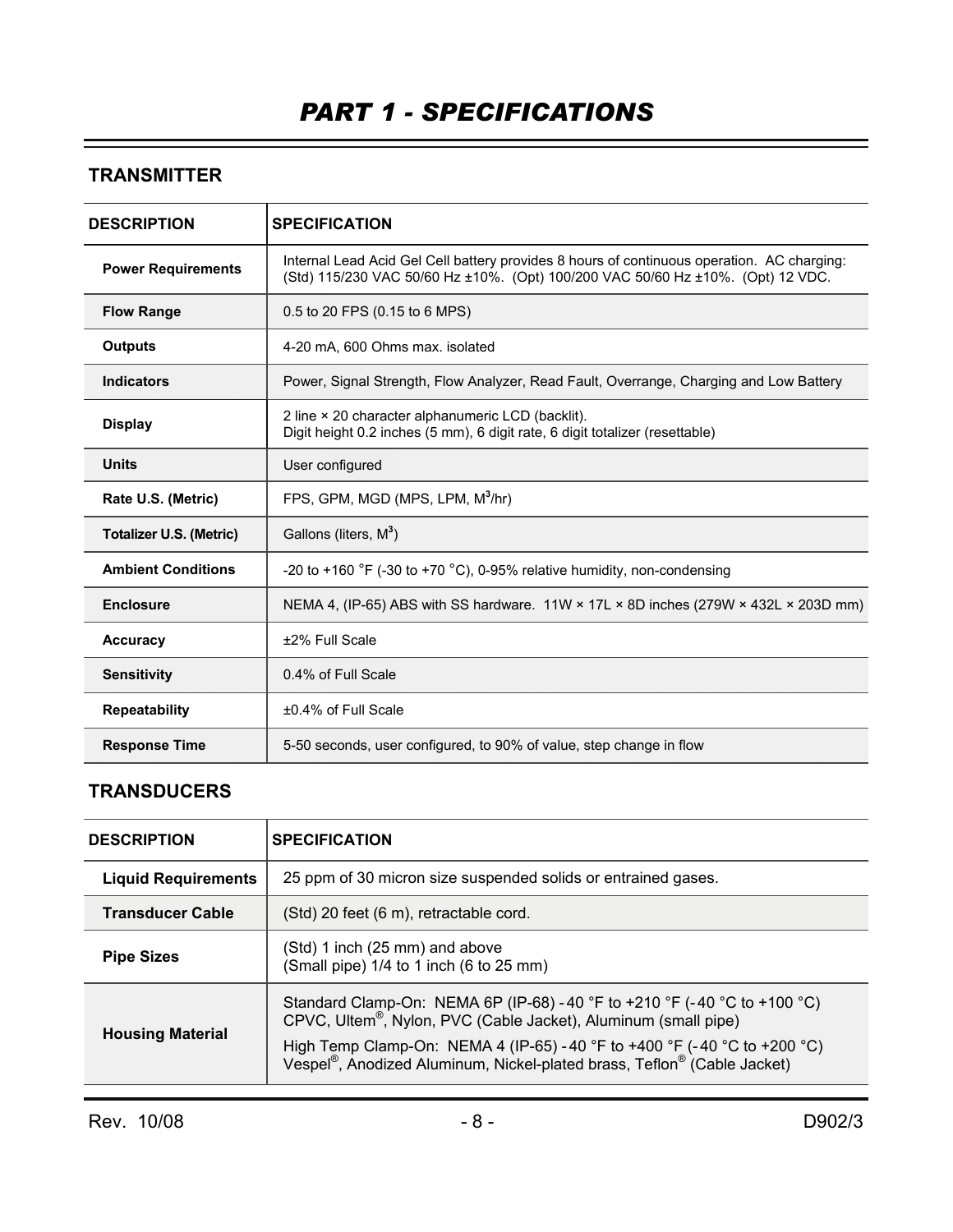# PART 1 - SPECIFICATIONS

## TRANSMITTER

| DESCRIPTION | SPECIFICATION |
|---|---|
| **Power Requirements** | Internal Lead Acid Gel Cell battery provides 8 hours of continuous operation. AC charging: (Std) 115/230 VAC 50/60 Hz ±10%. (Opt) 100/200 VAC 50/60 Hz ±10%. (Opt) 12 VDC. |
| **Flow Range** | 0.5 to 20 FPS (0.15 to 6 MPS) |
| **Outputs** | 4-20 mA, 600 Ohms max. isolated |
| **Indicators** | Power, Signal Strength, Flow Analyzer, Read Fault, Overrange, Charging and Low Battery |
| **Display** | 2 line × 20 character alphanumeric LCD (backlit).<br>Digit height 0.2 inches (5 mm), 6 digit rate, 6 digit totalizer (resettable) |
| **Units** | User configured |
| **Rate U.S. (Metric)** | FPS, GPM, MGD (MPS, LPM, $M^3$/hr) |
| **Totalizer U.S. (Metric)** | Gallons (liters, $M^3$) |
| **Ambient Conditions** | -20 to +160 °F (-30 to +70 °C), 0-95% relative humidity, non-condensing |
| **Enclosure** | NEMA 4, (IP-65) ABS with SS hardware. 11W × 17L × 8D inches (279W × 432L × 203D mm) |
| **Accuracy** | ±2% Full Scale |
| **Sensitivity** | 0.4% of Full Scale |
| **Repeatability** | ±0.4% of Full Scale |
| **Response Time** | 5-50 seconds, user configured, to 90% of value, step change in flow |

## TRANSDUCERS

| DESCRIPTION | SPECIFICATION |
|---|---|
| **Liquid Requirements** | 25 ppm of 30 micron size suspended solids or entrained gases. |
| **Transducer Cable** | (Std) 20 feet (6 m), retractable cord. |
| **Pipe Sizes** | (Std) 1 inch (25 mm) and above<br>(Small pipe) 1/4 to 1 inch (6 to 25 mm) |
| **Housing Material** | Standard Clamp-On: NEMA 6P (IP-68) -40 °F to +210 °F (-40 °C to +100 °C) CPVC, Ultem®, Nylon, PVC (Cable Jacket), Aluminum (small pipe)<br>High Temp Clamp-On: NEMA 4 (IP-65) -40 °F to +400 °F (-40 °C to +200 °C) Vespel®, Anodized Aluminum, Nickel-plated brass, Teflon® (Cable Jacket) |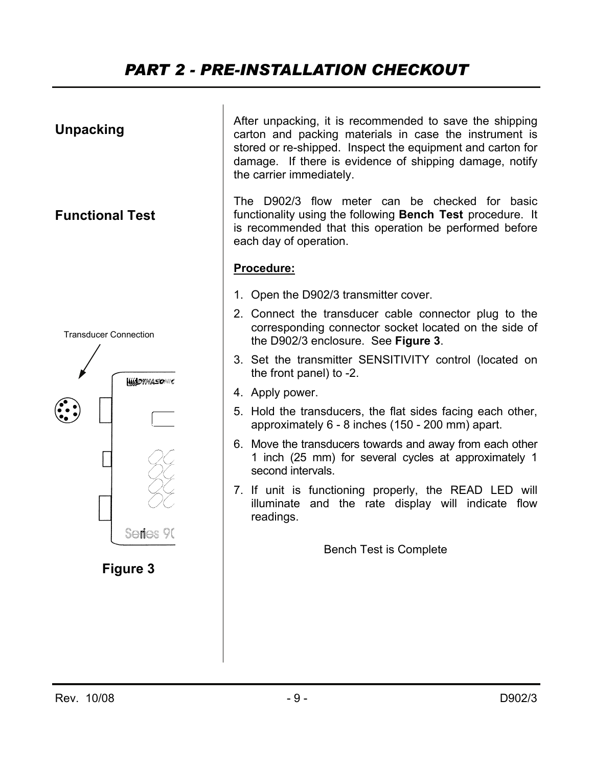# PART 2 - PRE-INSTALLATION CHECKOUT

## Unpacking

After unpacking, it is recommended to save the shipping carton and packing materials in case the instrument is stored or re-shipped. Inspect the equipment and carton for damage. If there is evidence of shipping damage, notify the carrier immediately.

## Functional Test

The D902/3 flow meter can be checked for basic functionality using the following **Bench Test** procedure. It is recommended that this operation be performed before each day of operation.

**Procedure:**

1. Open the D902/3 transmitter cover.
2. Connect the transducer cable connector plug to the corresponding connector socket located on the side of the D902/3 enclosure. See **Figure 3**.
3. Set the transmitter SENSITIVITY control (located on the front panel) to -2.
4. Apply power.
5. Hold the transducers, the flat sides facing each other, approximately 6 - 8 inches (150 - 200 mm) apart.
6. Move the transducers towards and away from each other 1 inch (25 mm) for several cycles at approximately 1 second intervals.
7. If unit is functioning properly, the READ LED will illuminate and the rate display will indicate flow readings.

Bench Test is Complete

Transducer Connection

**Figure 3**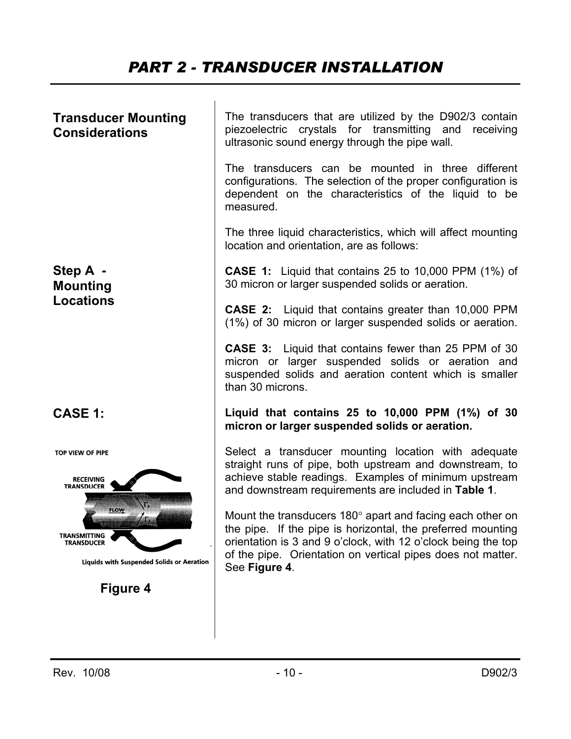# PART 2 - TRANSDUCER INSTALLATION

## Transducer Mounting Considerations

The transducers that are utilized by the D902/3 contain piezoelectric crystals for transmitting and receiving ultrasonic sound energy through the pipe wall.

The transducers can be mounted in three different configurations. The selection of the proper configuration is dependent on the characteristics of the liquid to be measured.

The three liquid characteristics, which will affect mounting location and orientation, are as follows:

## Step A - Mounting Locations

**CASE 1:** Liquid that contains 25 to 10,000 PPM (1%) of 30 micron or larger suspended solids or aeration.

**CASE 2:** Liquid that contains greater than 10,000 PPM (1%) of 30 micron or larger suspended solids or aeration.

**CASE 3:** Liquid that contains fewer than 25 PPM of 30 micron or larger suspended solids or aeration and suspended solids and aeration content which is smaller than 30 microns.

## CASE 1:

**Liquid that contains 25 to 10,000 PPM (1%) of 30 micron or larger suspended solids or aeration.**

Select a transducer mounting location with adequate straight runs of pipe, both upstream and downstream, to achieve stable readings. Examples of minimum upstream and downstream requirements are included in **Table 1**.

Mount the transducers 180° apart and facing each other on the pipe. If the pipe is horizontal, the preferred mounting orientation is 3 and 9 o'clock, with 12 o'clock being the top of the pipe. Orientation on vertical pipes does not matter. See **Figure 4**.

TOP VIEW OF PIPE

RECEIVING TRANSDUCER

FLOW

TRANSMITTING TRANSDUCER

Liquids with Suspended Solids or Aeration

**Figure 4**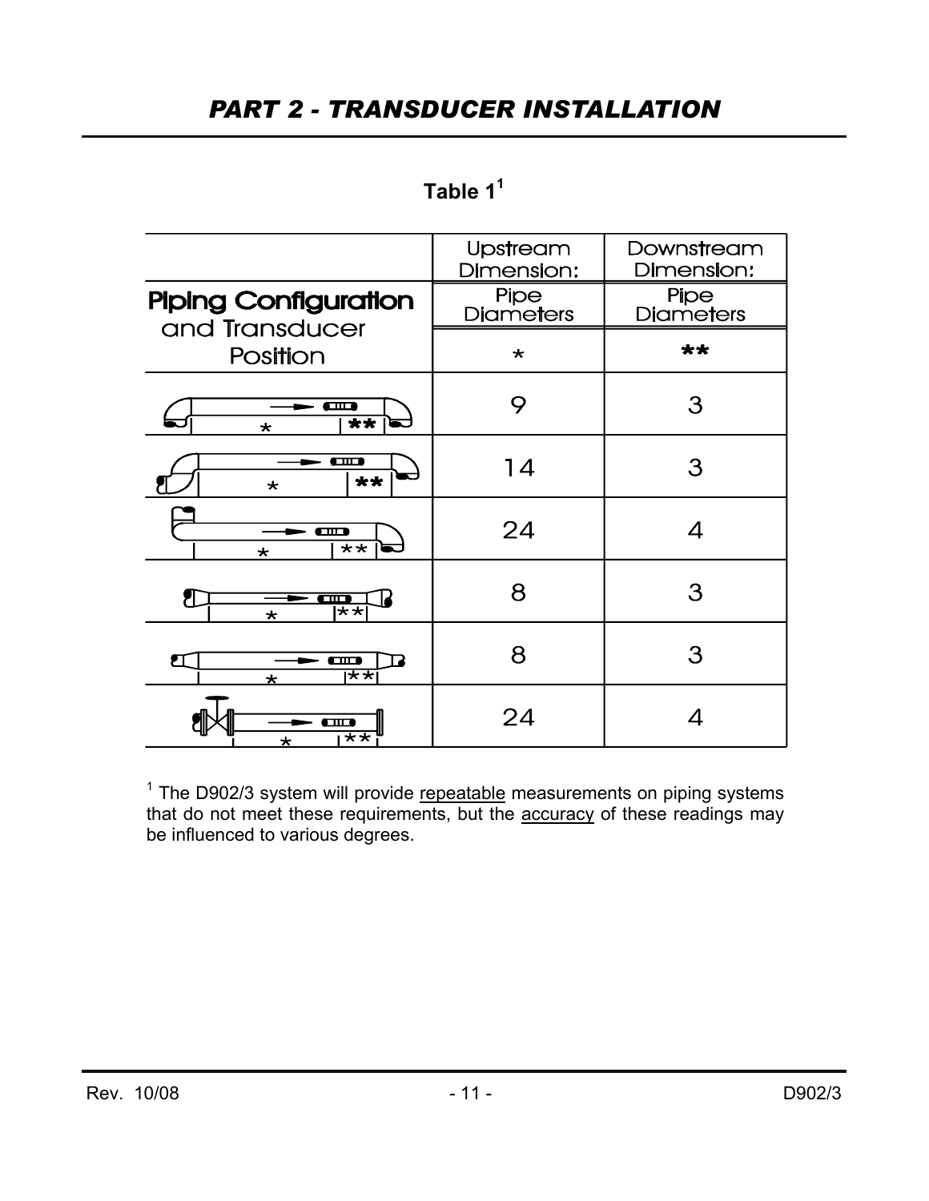## PART 2 - TRANSDUCER INSTALLATION

**Table 1**[1]

| Piping Configuration and Transducer Position | Upstream Dimension: Pipe Diameters * | Downstream Dimension: Pipe Diameters ** |
|---|---|---|
|  | 9 | 3 |
|  | 14 | 3 |
|  | 24 | 4 |
|  | 8 | 3 |
|  | 8 | 3 |
|  | 24 | 4 |

[1] The D902/3 system will provide repeatable measurements on piping systems that do not meet these requirements, but the accuracy of these readings may be influenced to various degrees.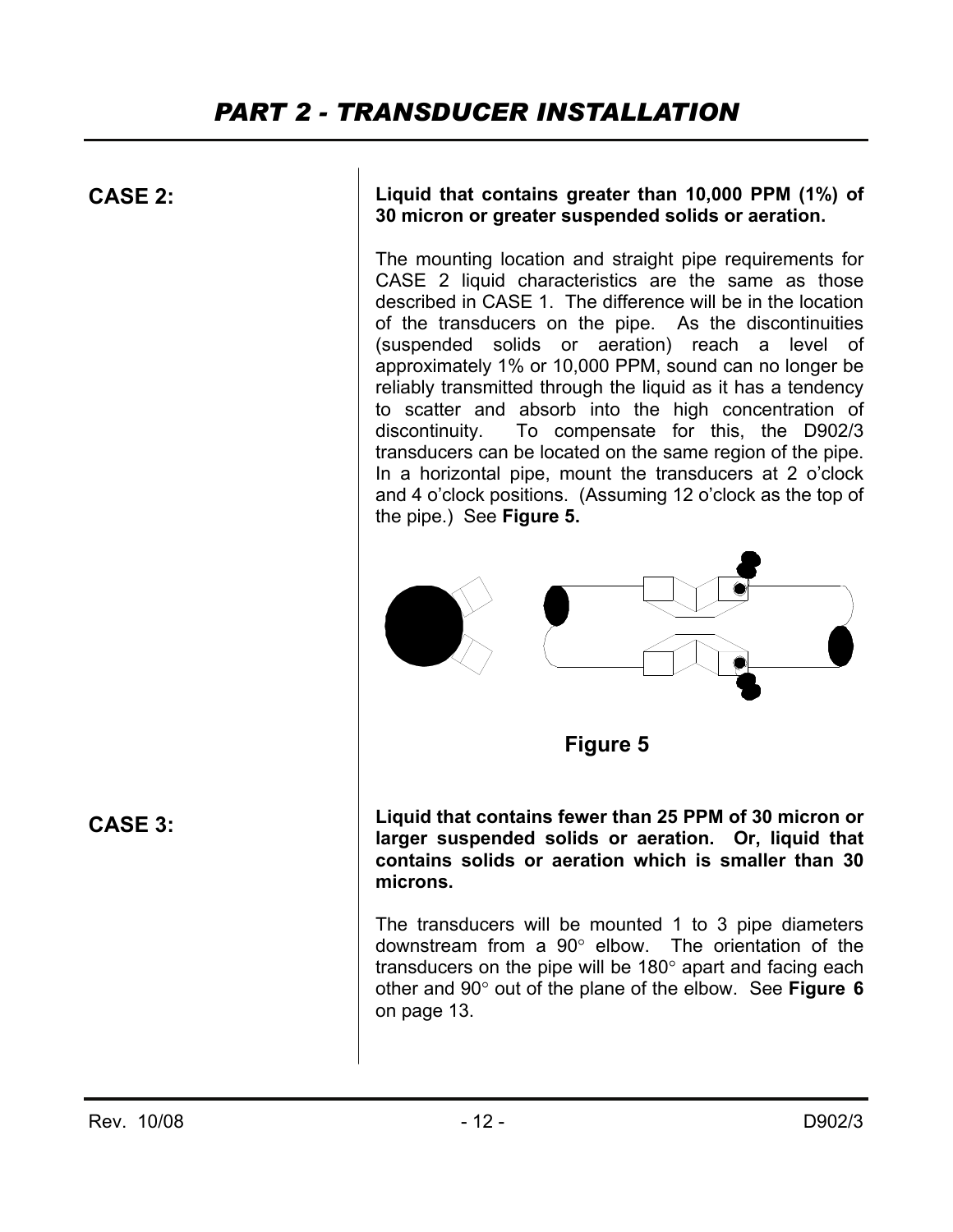# PART 2 - TRANSDUCER INSTALLATION

**CASE 2:**

**Liquid that contains greater than 10,000 PPM (1%) of 30 micron or greater suspended solids or aeration.**

The mounting location and straight pipe requirements for CASE 2 liquid characteristics are the same as those described in CASE 1. The difference will be in the location of the transducers on the pipe. As the discontinuities (suspended solids or aeration) reach a level of approximately 1% or 10,000 PPM, sound can no longer be reliably transmitted through the liquid as it has a tendency to scatter and absorb into the high concentration of discontinuity. To compensate for this, the D902/3 transducers can be located on the same region of the pipe. In a horizontal pipe, mount the transducers at 2 o'clock and 4 o'clock positions. (Assuming 12 o'clock as the top of the pipe.) See **Figure 5.**

**Figure 5**

**CASE 3:**

**Liquid that contains fewer than 25 PPM of 30 micron or larger suspended solids or aeration. Or, liquid that contains solids or aeration which is smaller than 30 microns.**

The transducers will be mounted 1 to 3 pipe diameters downstream from a 90° elbow. The orientation of the transducers on the pipe will be 180° apart and facing each other and 90° out of the plane of the elbow. See **Figure 6** on page 13.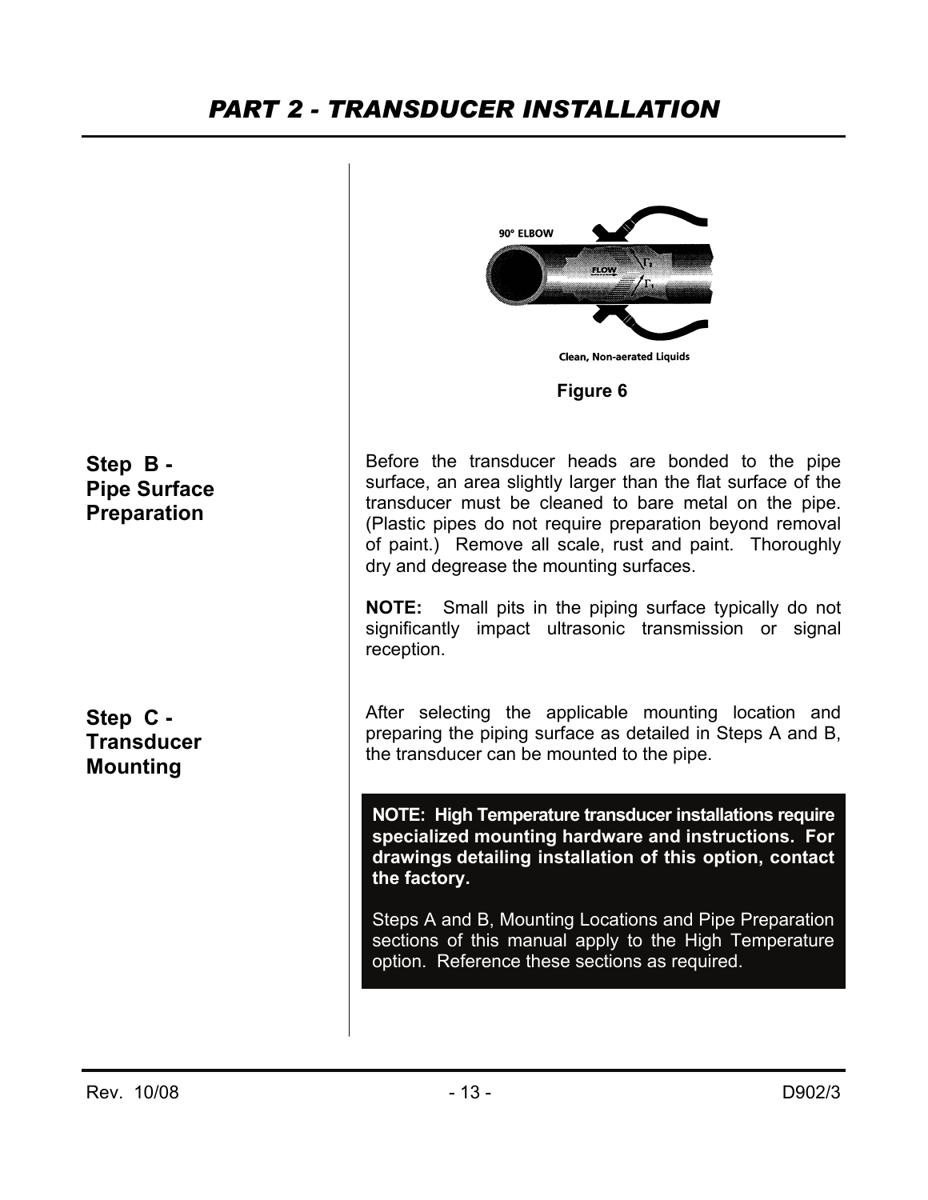# PART 2 - TRANSDUCER INSTALLATION

90° ELBOW

FLOW

Clean, Non-aerated Liquids

**Figure 6**

## Step B - Pipe Surface Preparation

Before the transducer heads are bonded to the pipe surface, an area slightly larger than the flat surface of the transducer must be cleaned to bare metal on the pipe. (Plastic pipes do not require preparation beyond removal of paint.) Remove all scale, rust and paint. Thoroughly dry and degrease the mounting surfaces.

**NOTE:** Small pits in the piping surface typically do not significantly impact ultrasonic transmission or signal reception.

## Step C - Transducer Mounting

After selecting the applicable mounting location and preparing the piping surface as detailed in Steps A and B, the transducer can be mounted to the pipe.

**NOTE: High Temperature transducer installations require specialized mounting hardware and instructions. For drawings detailing installation of this option, contact the factory.**

Steps A and B, Mounting Locations and Pipe Preparation sections of this manual apply to the High Temperature option. Reference these sections as required.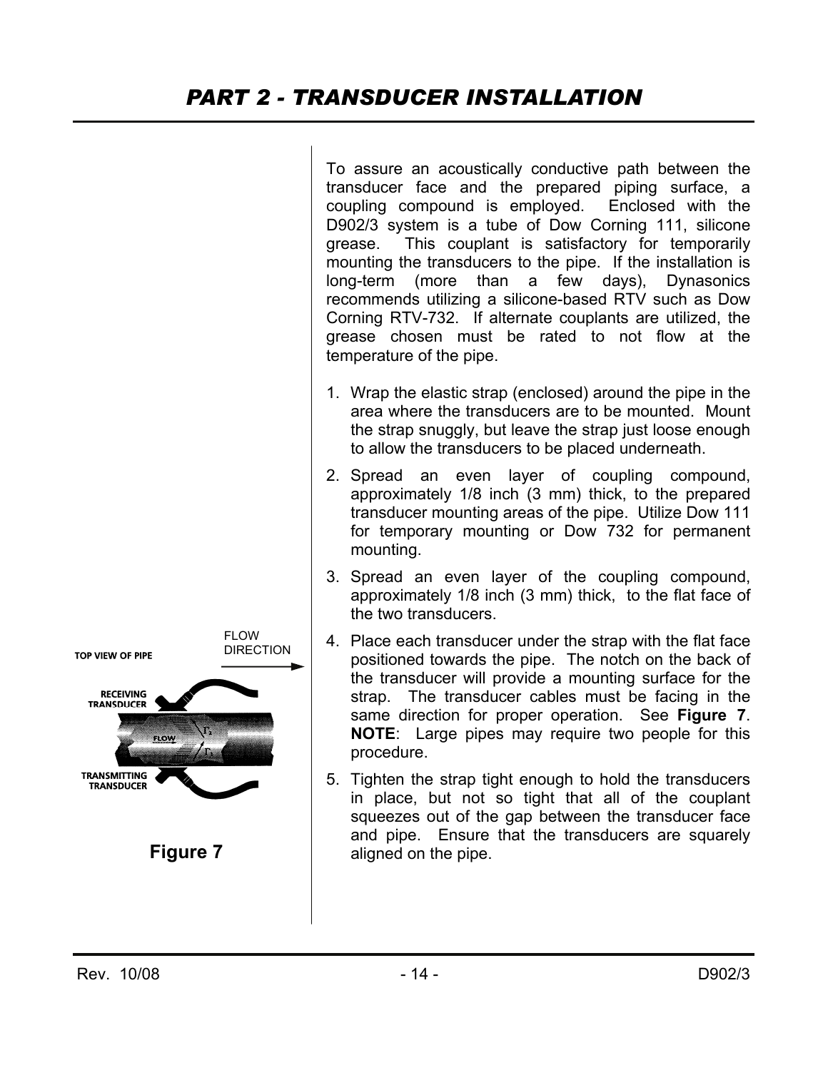# PART 2 - TRANSDUCER INSTALLATION

To assure an acoustically conductive path between the transducer face and the prepared piping surface, a coupling compound is employed. Enclosed with the D902/3 system is a tube of Dow Corning 111, silicone grease. This couplant is satisfactory for temporarily mounting the transducers to the pipe. If the installation is long-term (more than a few days), Dynasonics recommends utilizing a silicone-based RTV such as Dow Corning RTV-732. If alternate couplants are utilized, the grease chosen must be rated to not flow at the temperature of the pipe.

1. Wrap the elastic strap (enclosed) around the pipe in the area where the transducers are to be mounted. Mount the strap snuggly, but leave the strap just loose enough to allow the transducers to be placed underneath.
2. Spread an even layer of coupling compound, approximately 1/8 inch (3 mm) thick, to the prepared transducer mounting areas of the pipe. Utilize Dow 111 for temporary mounting or Dow 732 for permanent mounting.
3. Spread an even layer of the coupling compound, approximately 1/8 inch (3 mm) thick, to the flat face of the two transducers.
4. Place each transducer under the strap with the flat face positioned towards the pipe. The notch on the back of the transducer will provide a mounting surface for the strap. The transducer cables must be facing in the same direction for proper operation. See **Figure 7**. **NOTE**: Large pipes may require two people for this procedure.
5. Tighten the strap tight enough to hold the transducers in place, but not so tight that all of the couplant squeezes out of the gap between the transducer face and pipe. Ensure that the transducers are squarely aligned on the pipe.

TOP VIEW OF PIPE

FLOW DIRECTION

RECEIVING TRANSDUCER

FLOW

TRANSMITTING TRANSDUCER

**Figure 7**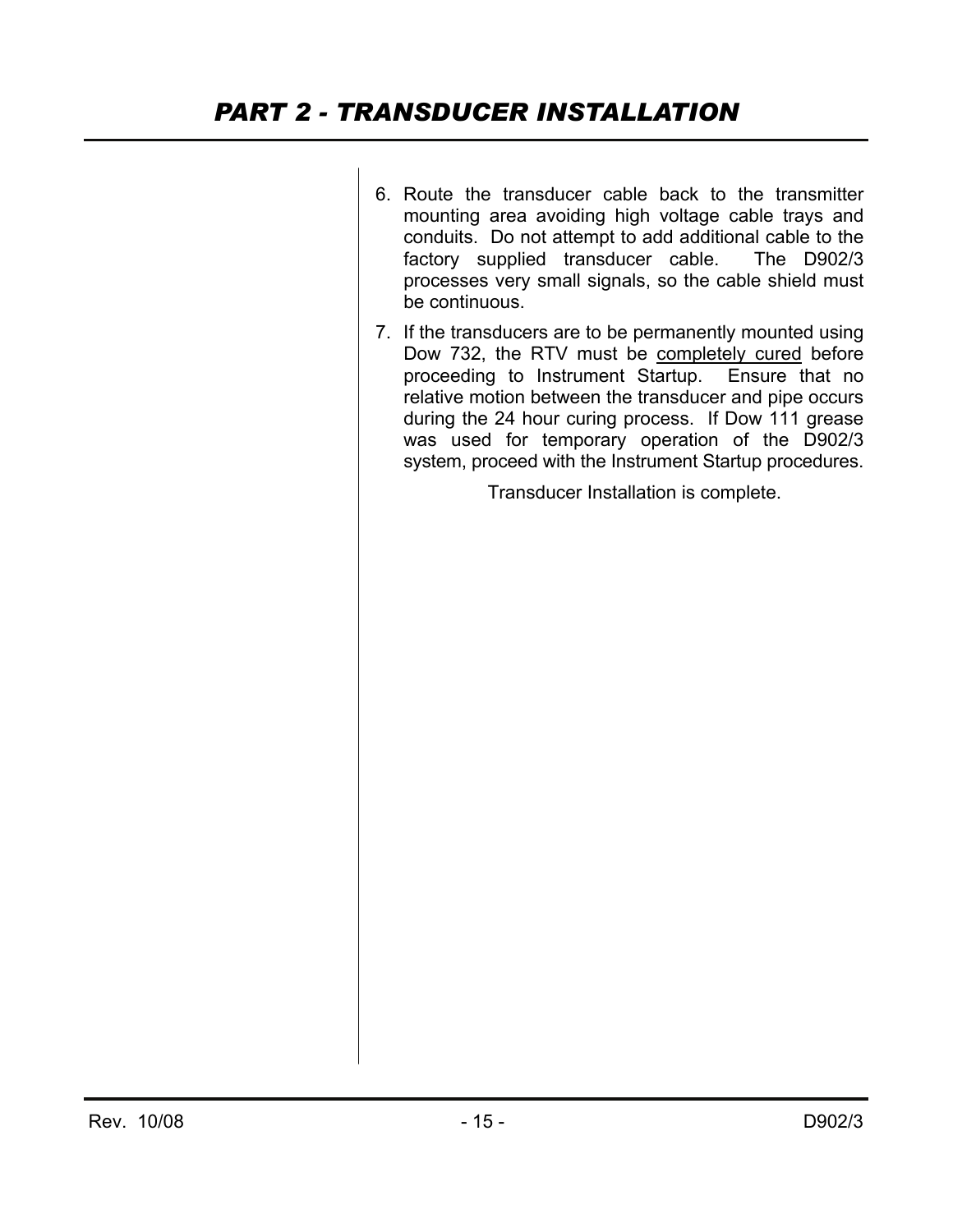# PART 2 - TRANSDUCER INSTALLATION

6. Route the transducer cable back to the transmitter mounting area avoiding high voltage cable trays and conduits. Do not attempt to add additional cable to the factory supplied transducer cable. The D902/3 processes very small signals, so the cable shield must be continuous.

7. If the transducers are to be permanently mounted using Dow 732, the RTV must be <u>completely cured</u> before proceeding to Instrument Startup. Ensure that no relative motion between the transducer and pipe occurs during the 24 hour curing process. If Dow 111 grease was used for temporary operation of the D902/3 system, proceed with the Instrument Startup procedures.

Transducer Installation is complete.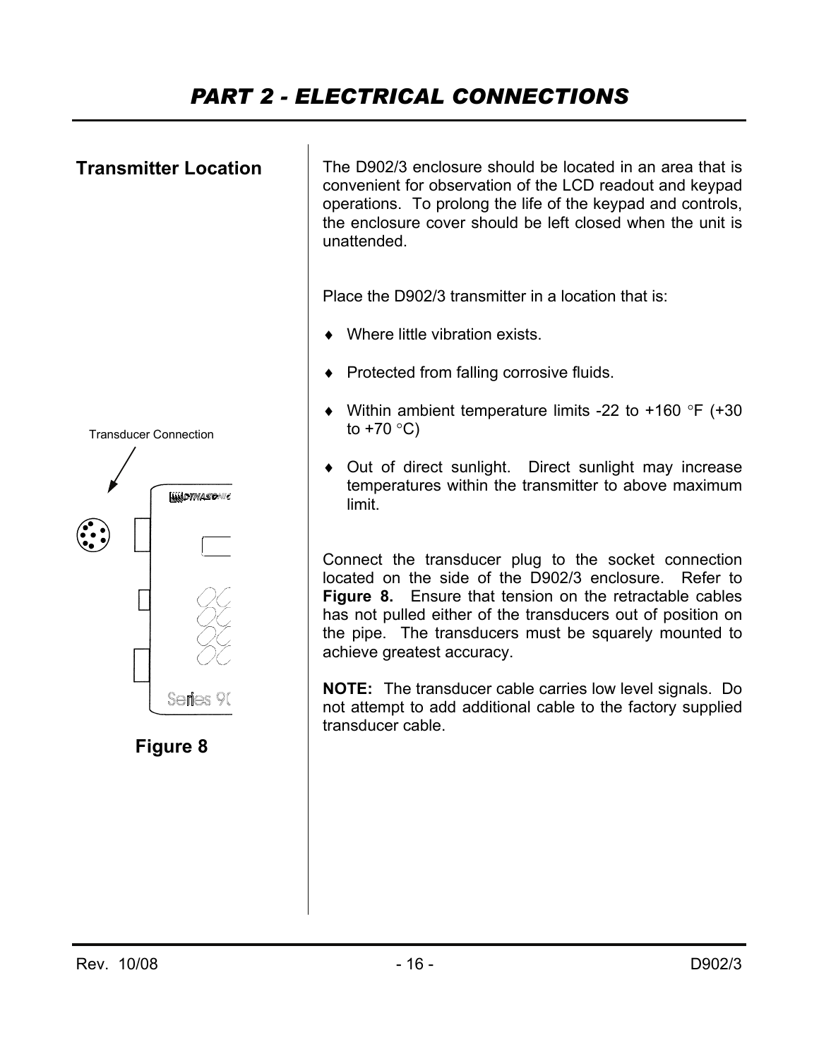# PART 2 - ELECTRICAL CONNECTIONS

## Transmitter Location

The D902/3 enclosure should be located in an area that is convenient for observation of the LCD readout and keypad operations. To prolong the life of the keypad and controls, the enclosure cover should be left closed when the unit is unattended.

Place the D902/3 transmitter in a location that is:

- Where little vibration exists.
- Protected from falling corrosive fluids.
- Within ambient temperature limits -22 to +160 °F (+30 to +70 °C)
- Out of direct sunlight. Direct sunlight may increase temperatures within the transmitter to above maximum limit.

Transducer Connection

**Figure 8**

Connect the transducer plug to the socket connection located on the side of the D902/3 enclosure. Refer to **Figure 8.** Ensure that tension on the retractable cables has not pulled either of the transducers out of position on the pipe. The transducers must be squarely mounted to achieve greatest accuracy.

**NOTE:** The transducer cable carries low level signals. Do not attempt to add additional cable to the factory supplied transducer cable.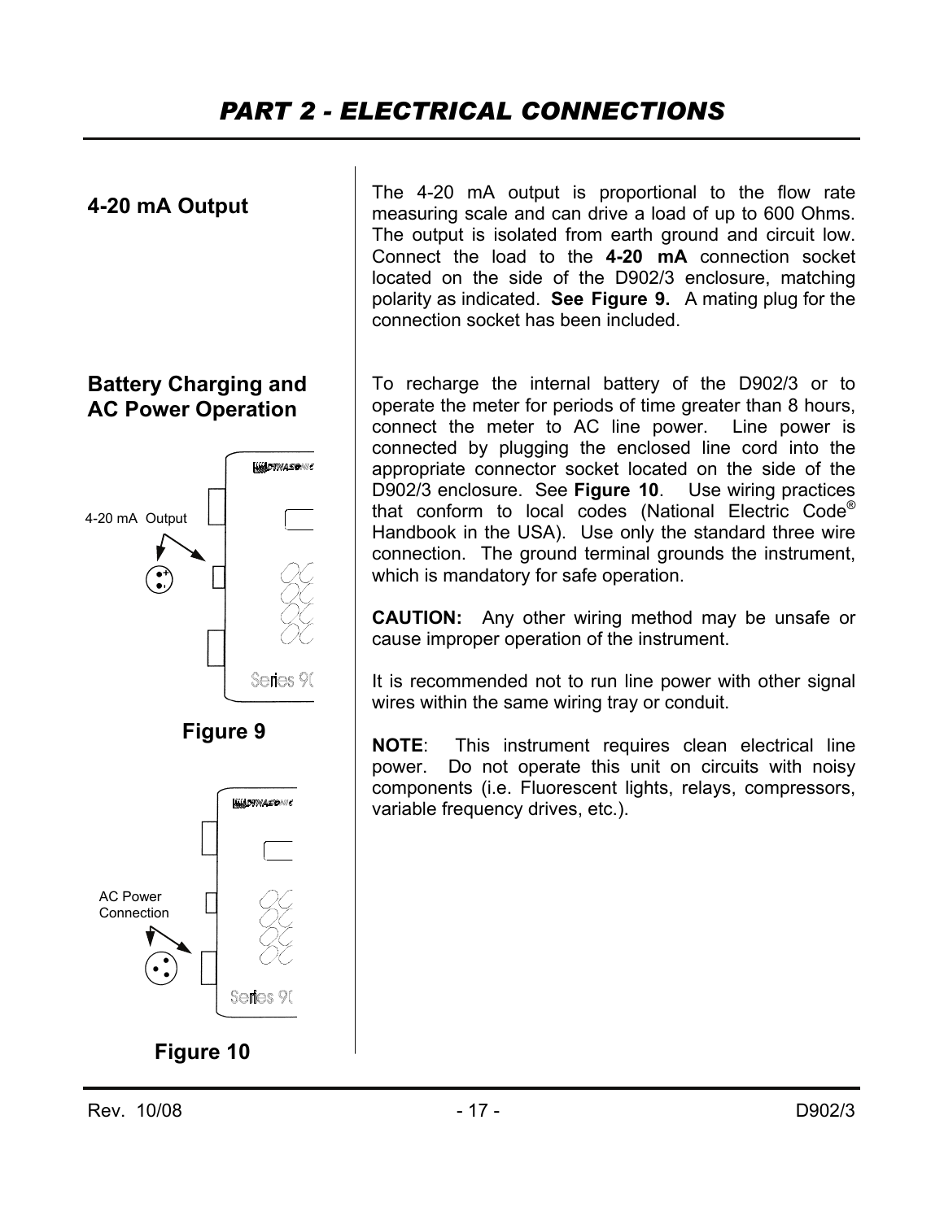# PART 2 - ELECTRICAL CONNECTIONS

## 4-20 mA Output

The 4-20 mA output is proportional to the flow rate measuring scale and can drive a load of up to 600 Ohms. The output is isolated from earth ground and circuit low. Connect the load to the **4-20 mA** connection socket located on the side of the D902/3 enclosure, matching polarity as indicated. **See Figure 9.** A mating plug for the connection socket has been included.

4-20 mA Output

**Figure 9**

## Battery Charging and AC Power Operation

To recharge the internal battery of the D902/3 or to operate the meter for periods of time greater than 8 hours, connect the meter to AC line power. Line power is connected by plugging the enclosed line cord into the appropriate connector socket located on the side of the D902/3 enclosure. See **Figure 10**. Use wiring practices that conform to local codes (National Electric Code® Handbook in the USA). Use only the standard three wire connection. The ground terminal grounds the instrument, which is mandatory for safe operation.

**CAUTION:** Any other wiring method may be unsafe or cause improper operation of the instrument.

It is recommended not to run line power with other signal wires within the same wiring tray or conduit.

**NOTE**: This instrument requires clean electrical line power. Do not operate this unit on circuits with noisy components (i.e. Fluorescent lights, relays, compressors, variable frequency drives, etc.).

AC Power Connection

**Figure 10**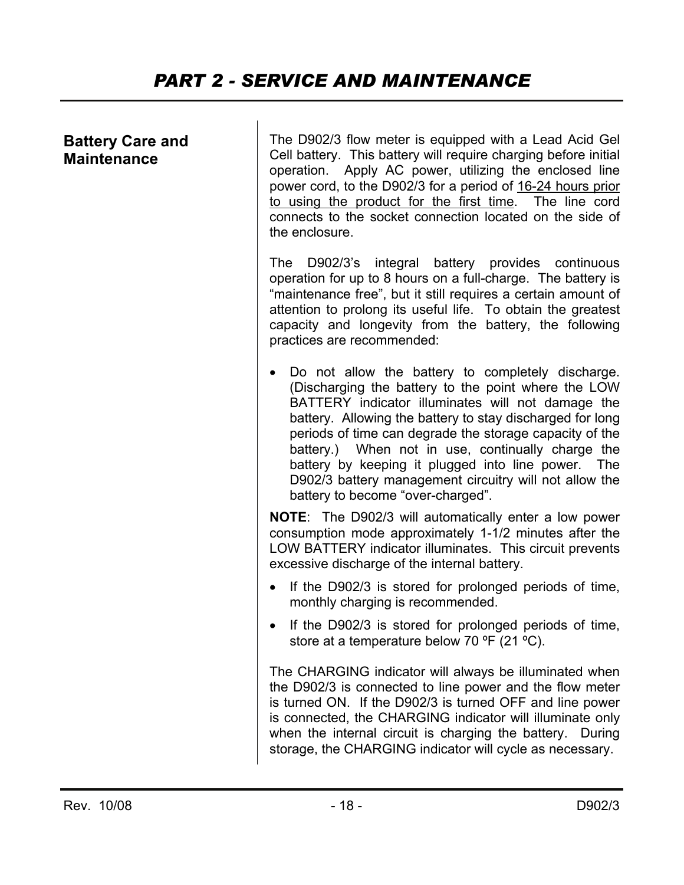# PART 2 - SERVICE AND MAINTENANCE

## Battery Care and Maintenance

The D902/3 flow meter is equipped with a Lead Acid Gel Cell battery. This battery will require charging before initial operation. Apply AC power, utilizing the enclosed line power cord, to the D902/3 for a period of <u>16-24 hours prior to using the product for the first time</u>. The line cord connects to the socket connection located on the side of the enclosure.

The D902/3's integral battery provides continuous operation for up to 8 hours on a full-charge. The battery is "maintenance free", but it still requires a certain amount of attention to prolong its useful life. To obtain the greatest capacity and longevity from the battery, the following practices are recommended:

- Do not allow the battery to completely discharge. (Discharging the battery to the point where the LOW BATTERY indicator illuminates will not damage the battery. Allowing the battery to stay discharged for long periods of time can degrade the storage capacity of the battery.) When not in use, continually charge the battery by keeping it plugged into line power. The D902/3 battery management circuitry will not allow the battery to become "over-charged".

**NOTE**: The D902/3 will automatically enter a low power consumption mode approximately 1-1/2 minutes after the LOW BATTERY indicator illuminates. This circuit prevents excessive discharge of the internal battery.

- If the D902/3 is stored for prolonged periods of time, monthly charging is recommended.
- If the D902/3 is stored for prolonged periods of time, store at a temperature below 70 ºF (21 ºC).

The CHARGING indicator will always be illuminated when the D902/3 is connected to line power and the flow meter is turned ON. If the D902/3 is turned OFF and line power is connected, the CHARGING indicator will illuminate only when the internal circuit is charging the battery. During storage, the CHARGING indicator will cycle as necessary.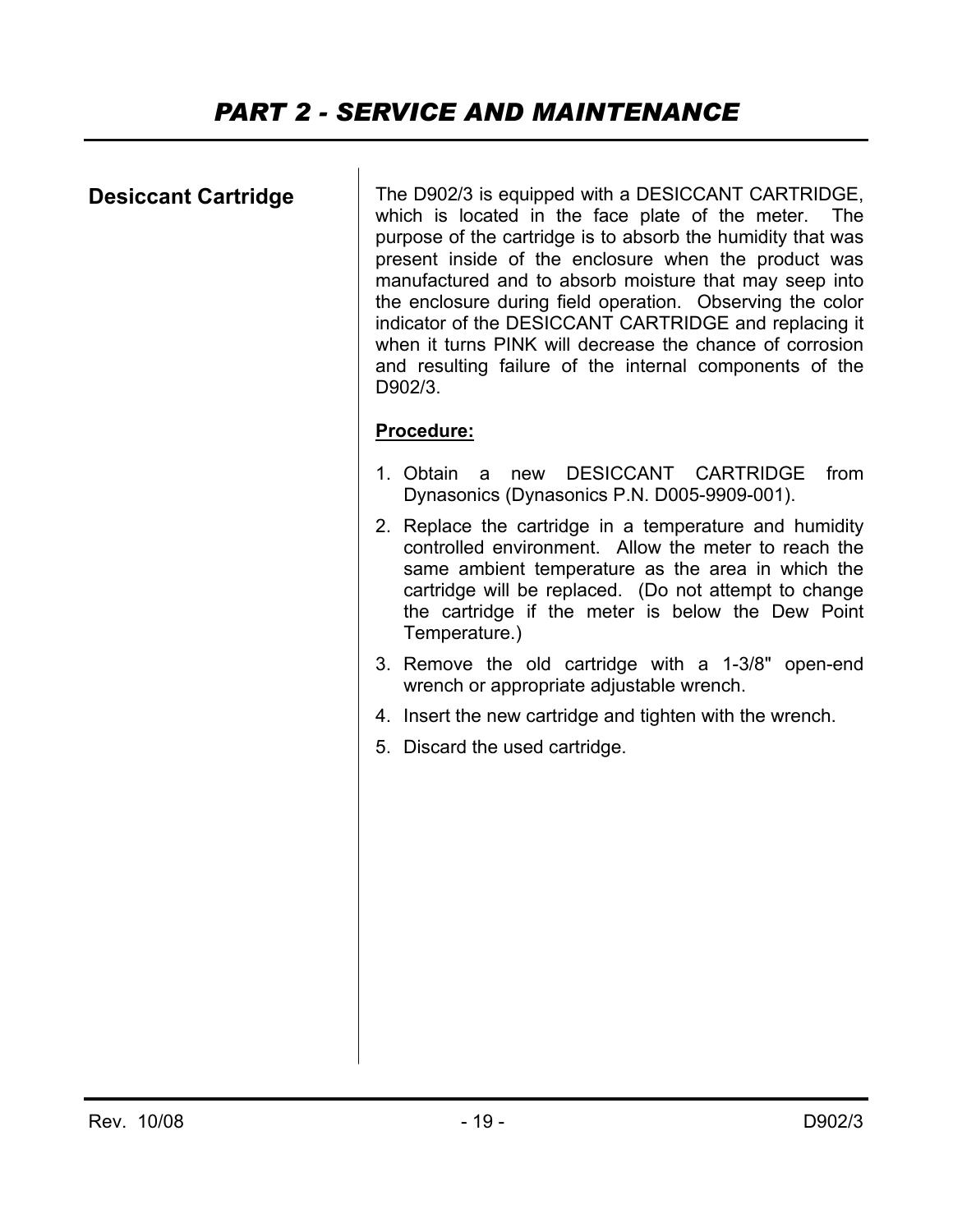# *PART 2 - SERVICE AND MAINTENANCE*

## Desiccant Cartridge

The D902/3 is equipped with a DESICCANT CARTRIDGE, which is located in the face plate of the meter. The purpose of the cartridge is to absorb the humidity that was present inside of the enclosure when the product was manufactured and to absorb moisture that may seep into the enclosure during field operation. Observing the color indicator of the DESICCANT CARTRIDGE and replacing it when it turns PINK will decrease the chance of corrosion and resulting failure of the internal components of the D902/3.

**Procedure:**

1. Obtain a new DESICCANT CARTRIDGE from Dynasonics (Dynasonics P.N. D005-9909-001).
2. Replace the cartridge in a temperature and humidity controlled environment. Allow the meter to reach the same ambient temperature as the area in which the cartridge will be replaced. (Do not attempt to change the cartridge if the meter is below the Dew Point Temperature.)
3. Remove the old cartridge with a 1-3/8" open-end wrench or appropriate adjustable wrench.
4. Insert the new cartridge and tighten with the wrench.
5. Discard the used cartridge.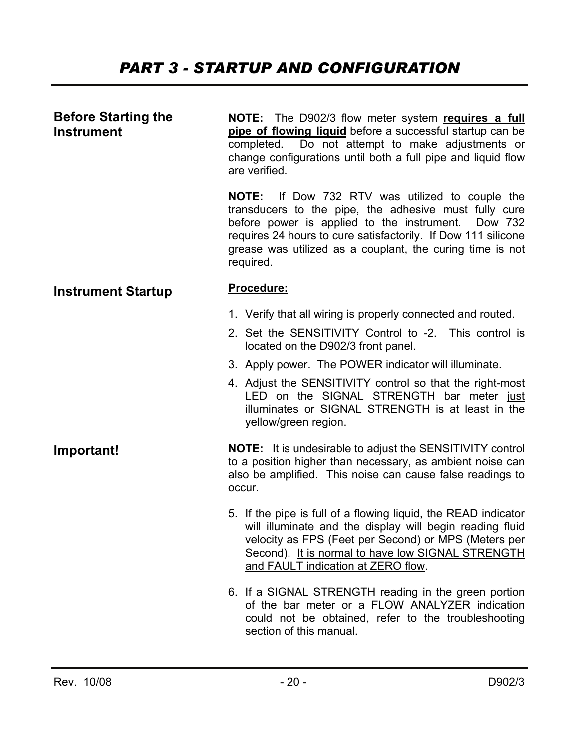# *PART 3 - STARTUP AND CONFIGURATION*

## Before Starting the Instrument

**NOTE:** The D902/3 flow meter system **requires a full pipe of flowing liquid** before a successful startup can be completed. Do not attempt to make adjustments or change configurations until both a full pipe and liquid flow are verified.

**NOTE:** If Dow 732 RTV was utilized to couple the transducers to the pipe, the adhesive must fully cure before power is applied to the instrument. Dow 732 requires 24 hours to cure satisfactorily. If Dow 111 silicone grease was utilized as a couplant, the curing time is not required.

## Instrument Startup

**Procedure:**

1. Verify that all wiring is properly connected and routed.
2. Set the SENSITIVITY Control to -2. This control is located on the D902/3 front panel.
3. Apply power. The POWER indicator will illuminate.
4. Adjust the SENSITIVITY control so that the right-most LED on the SIGNAL STRENGTH bar meter just illuminates or SIGNAL STRENGTH is at least in the yellow/green region.

## Important!

**NOTE:** It is undesirable to adjust the SENSITIVITY control to a position higher than necessary, as ambient noise can also be amplified. This noise can cause false readings to occur.

5. If the pipe is full of a flowing liquid, the READ indicator will illuminate and the display will begin reading fluid velocity as FPS (Feet per Second) or MPS (Meters per Second). It is normal to have low SIGNAL STRENGTH and FAULT indication at ZERO flow.
6. If a SIGNAL STRENGTH reading in the green portion of the bar meter or a FLOW ANALYZER indication could not be obtained, refer to the troubleshooting section of this manual.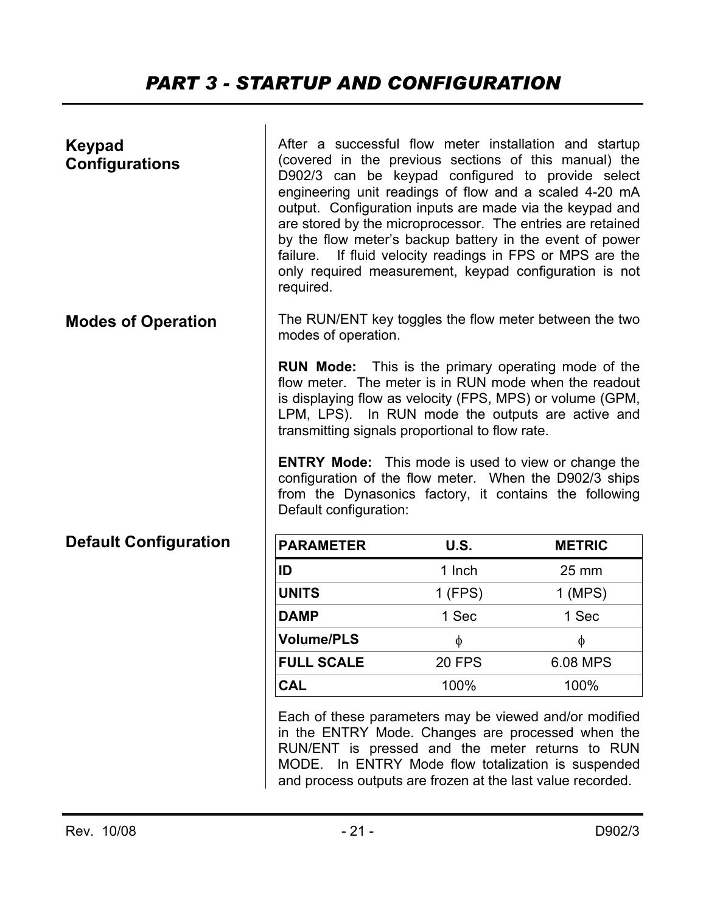# PART 3 - STARTUP AND CONFIGURATION

## Keypad Configurations

After a successful flow meter installation and startup (covered in the previous sections of this manual) the D902/3 can be keypad configured to provide select engineering unit readings of flow and a scaled 4-20 mA output. Configuration inputs are made via the keypad and are stored by the microprocessor. The entries are retained by the flow meter's backup battery in the event of power failure. If fluid velocity readings in FPS or MPS are the only required measurement, keypad configuration is not required.

## Modes of Operation

The RUN/ENT key toggles the flow meter between the two modes of operation.

**RUN Mode:** This is the primary operating mode of the flow meter. The meter is in RUN mode when the readout is displaying flow as velocity (FPS, MPS) or volume (GPM, LPM, LPS). In RUN mode the outputs are active and transmitting signals proportional to flow rate.

**ENTRY Mode:** This mode is used to view or change the configuration of the flow meter. When the D902/3 ships from the Dynasonics factory, it contains the following Default configuration:

## Default Configuration

| PARAMETER | U.S. | METRIC |
|---|---|---|
| **ID** | 1 Inch | 25 mm |
| **UNITS** | 1 (FPS) | 1 (MPS) |
| **DAMP** | 1 Sec | 1 Sec |
| **Volume/PLS** | $\phi$ | $\phi$ |
| **FULL SCALE** | 20 FPS | 6.08 MPS |
| **CAL** | 100% | 100% |

Each of these parameters may be viewed and/or modified in the ENTRY Mode. Changes are processed when the RUN/ENT is pressed and the meter returns to RUN MODE. In ENTRY Mode flow totalization is suspended and process outputs are frozen at the last value recorded.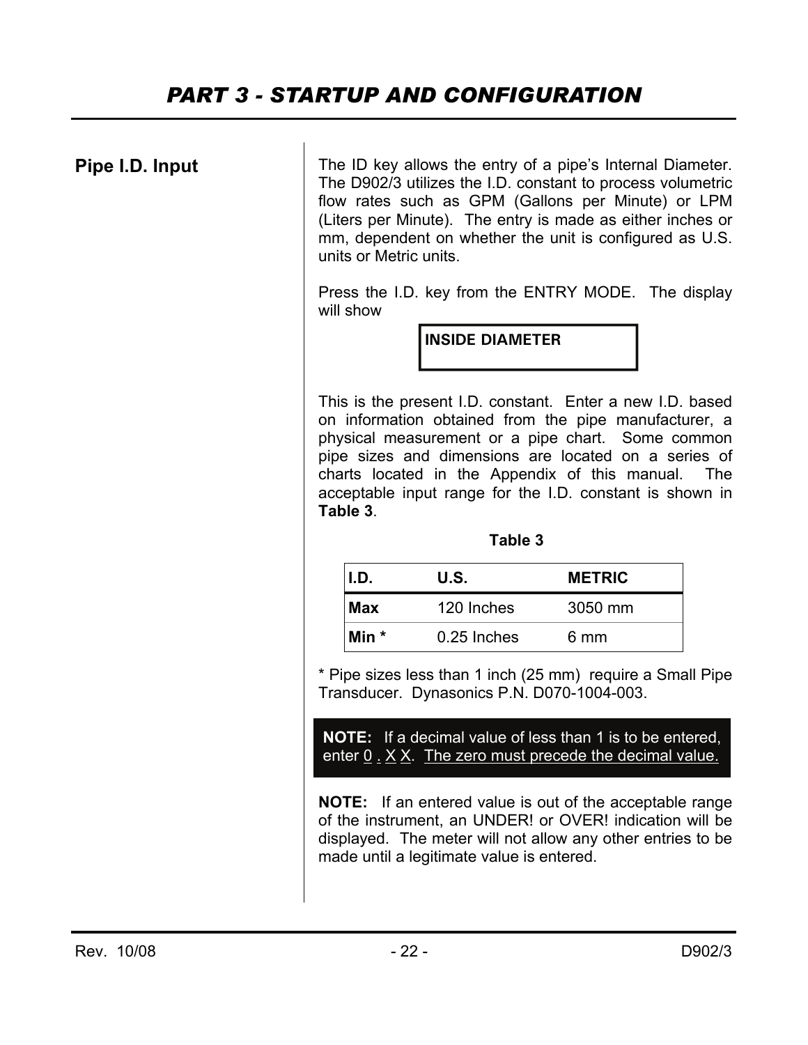# PART 3 - STARTUP AND CONFIGURATION

## Pipe I.D. Input

The ID key allows the entry of a pipe's Internal Diameter. The D902/3 utilizes the I.D. constant to process volumetric flow rates such as GPM (Gallons per Minute) or LPM (Liters per Minute). The entry is made as either inches or mm, dependent on whether the unit is configured as U.S. units or Metric units.

Press the I.D. key from the ENTRY MODE. The display will show

```
INSIDE DIAMETER
```

This is the present I.D. constant. Enter a new I.D. based on information obtained from the pipe manufacturer, a physical measurement or a pipe chart. Some common pipe sizes and dimensions are located on a series of charts located in the Appendix of this manual. The acceptable input range for the I.D. constant is shown in **Table 3**.

**Table 3**

| I.D. | U.S. | METRIC |
|---|---|---|
| **Max** | 120 Inches | 3050 mm |
| **Min *** | 0.25 Inches | 6 mm |

* Pipe sizes less than 1 inch (25 mm) require a Small Pipe Transducer. Dynasonics P.N. D070-1004-003.

**NOTE:** If a decimal value of less than 1 is to be entered, enter 0 . X X. The zero must precede the decimal value.

**NOTE:** If an entered value is out of the acceptable range of the instrument, an UNDER! or OVER! indication will be displayed. The meter will not allow any other entries to be made until a legitimate value is entered.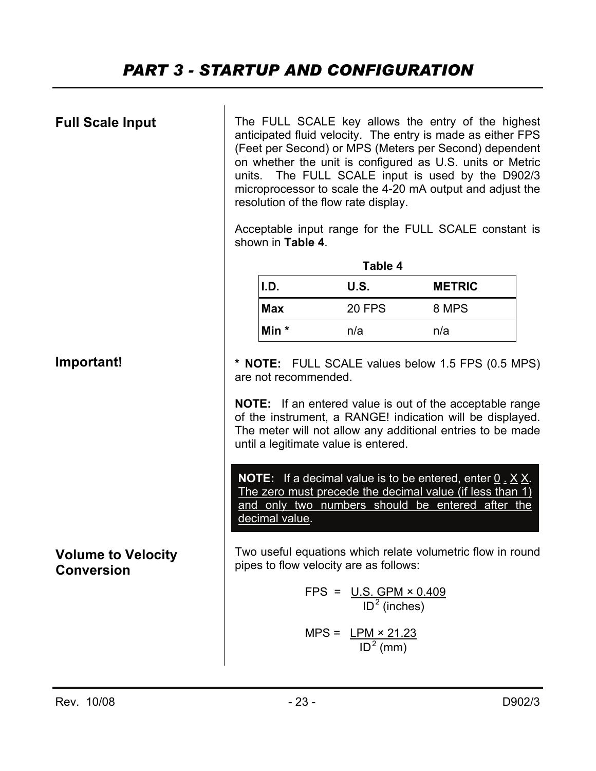# PART 3 - STARTUP AND CONFIGURATION

## Full Scale Input

The FULL SCALE key allows the entry of the highest anticipated fluid velocity. The entry is made as either FPS (Feet per Second) or MPS (Meters per Second) dependent on whether the unit is configured as U.S. units or Metric units. The FULL SCALE input is used by the D902/3 microprocessor to scale the 4-20 mA output and adjust the resolution of the flow rate display.

Acceptable input range for the FULL SCALE constant is shown in **Table 4**.

**Table 4**

| I.D. | U.S. | METRIC |
|---|---|---|
| **Max** | 20 FPS | 8 MPS |
| **Min *** | n/a | n/a |

## Important!

**\* NOTE:** FULL SCALE values below 1.5 FPS (0.5 MPS) are not recommended.

**NOTE:** If an entered value is out of the acceptable range of the instrument, a RANGE! indication will be displayed. The meter will not allow any additional entries to be made until a legitimate value is entered.

**NOTE:** If a decimal value is to be entered, enter 0 . X X. The zero must precede the decimal value (if less than 1) and only two numbers should be entered after the decimal value.

## Volume to Velocity Conversion

Two useful equations which relate volumetric flow in round pipes to flow velocity are as follows:

$$\text{FPS} = \frac{\text{U.S. GPM} \times 0.409}{\text{ID}^2 \text{ (inches)}}$$

$$\text{MPS} = \frac{\text{LPM} \times 21.23}{\text{ID}^2 \text{ (mm)}}$$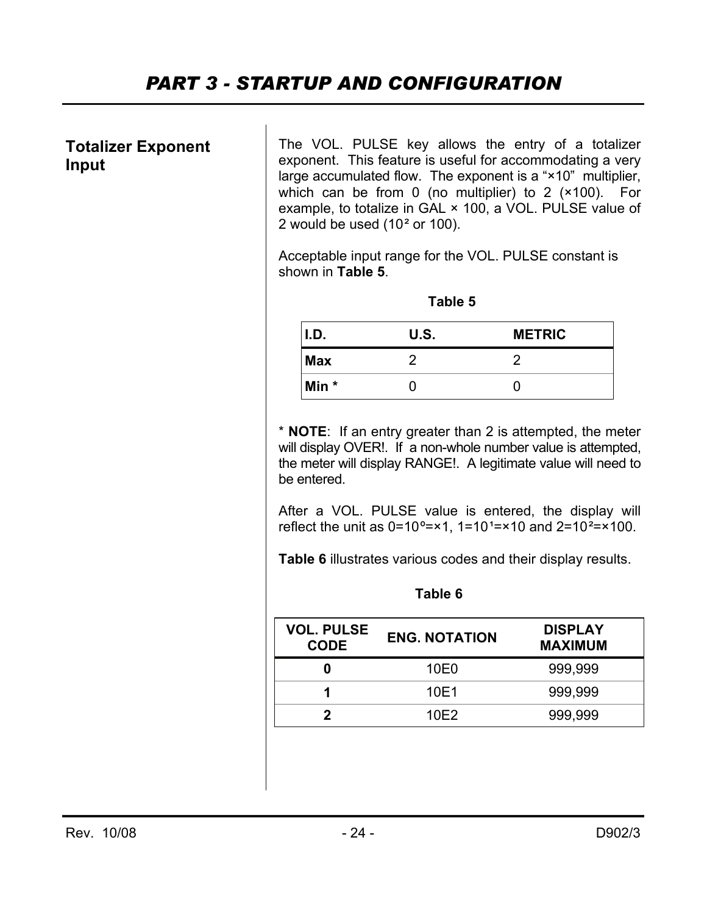# PART 3 - STARTUP AND CONFIGURATION

## Totalizer Exponent Input

The VOL. PULSE key allows the entry of a totalizer exponent. This feature is useful for accommodating a very large accumulated flow. The exponent is a "×10" multiplier, which can be from 0 (no multiplier) to 2 (×100). For example, to totalize in GAL × 100, a VOL. PULSE value of 2 would be used ($10^2$ or 100).

Acceptable input range for the VOL. PULSE constant is shown in **Table 5**.

**Table 5**

| I.D. | U.S. | METRIC |
|---|---|---|
| Max | 2 | 2 |
| Min * | 0 | 0 |

* **NOTE**: If an entry greater than 2 is attempted, the meter will display OVER!. If a non-whole number value is attempted, the meter will display RANGE!. A legitimate value will need to be entered.

After a VOL. PULSE value is entered, the display will reflect the unit as $0=10^0=\times1$, $1=10^1=\times10$ and $2=10^2=\times100$.

**Table 6** illustrates various codes and their display results.

**Table 6**

| VOL. PULSE CODE | ENG. NOTATION | DISPLAY MAXIMUM |
|---|---|---|
| **0** | 10E0 | 999,999 |
| **1** | 10E1 | 999,999 |
| **2** | 10E2 | 999,999 |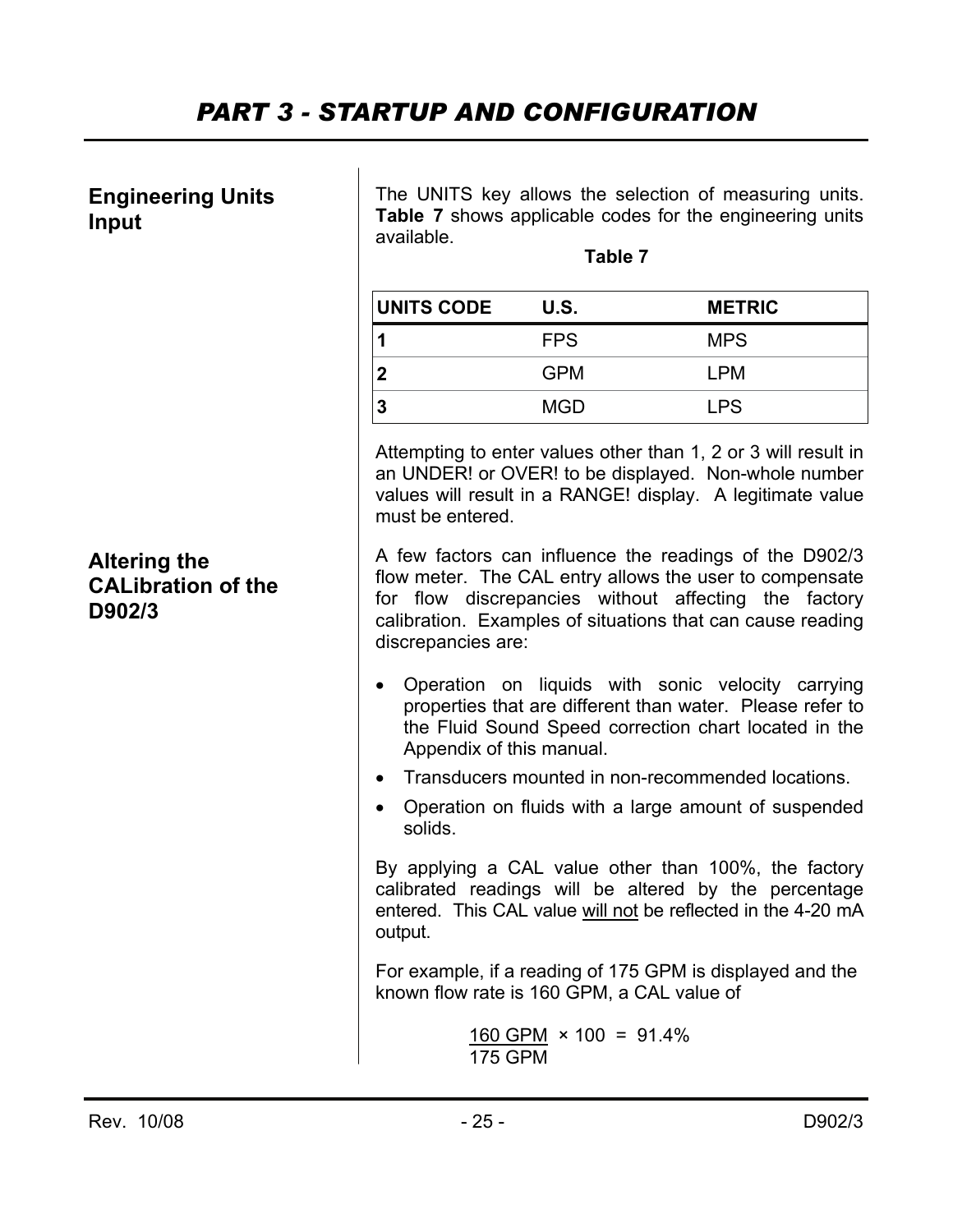# PART 3 - STARTUP AND CONFIGURATION

## Engineering Units Input

The UNITS key allows the selection of measuring units. **Table 7** shows applicable codes for the engineering units available.

**Table 7**

| UNITS CODE | U.S. | METRIC |
|---|---|---|
| **1** | FPS | MPS |
| **2** | GPM | LPM |
| **3** | MGD | LPS |

Attempting to enter values other than 1, 2 or 3 will result in an UNDER! or OVER! to be displayed. Non-whole number values will result in a RANGE! display. A legitimate value must be entered.

## Altering the CALibration of the D902/3

A few factors can influence the readings of the D902/3 flow meter. The CAL entry allows the user to compensate for flow discrepancies without affecting the factory calibration. Examples of situations that can cause reading discrepancies are:

- Operation on liquids with sonic velocity carrying properties that are different than water. Please refer to the Fluid Sound Speed correction chart located in the Appendix of this manual.
- Transducers mounted in non-recommended locations.
- Operation on fluids with a large amount of suspended solids.

By applying a CAL value other than 100%, the factory calibrated readings will be altered by the percentage entered. This CAL value <u>will not</u> be reflected in the 4-20 mA output.

For example, if a reading of 175 GPM is displayed and the known flow rate is 160 GPM, a CAL value of

$$\frac{160 \text{ GPM}}{175 \text{ GPM}} \times 100 = 91.4\%$$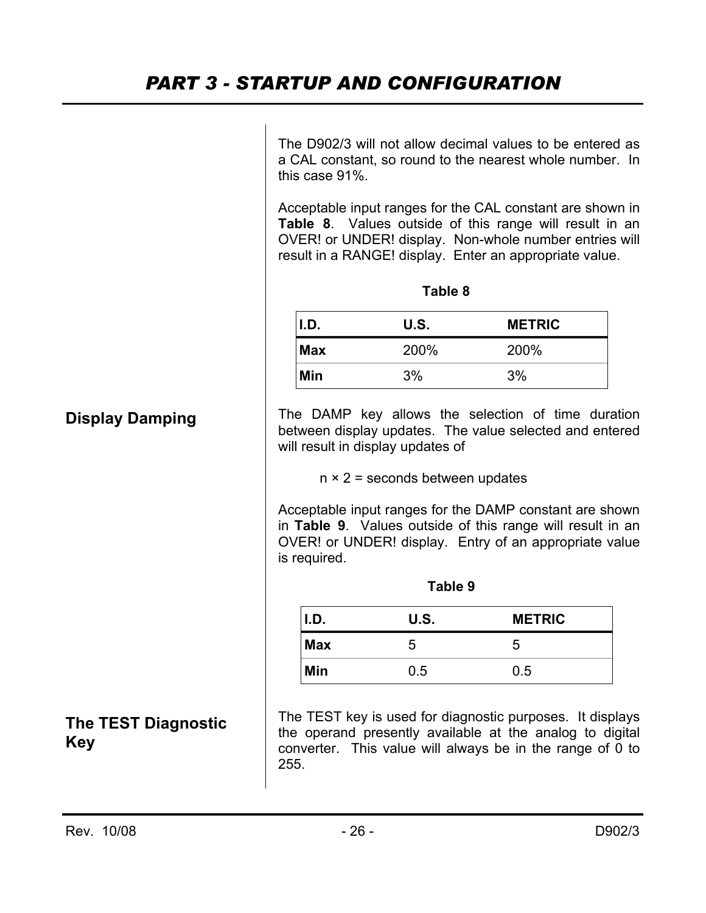# PART 3 - STARTUP AND CONFIGURATION

The D902/3 will not allow decimal values to be entered as a CAL constant, so round to the nearest whole number. In this case 91%.

Acceptable input ranges for the CAL constant are shown in **Table 8**. Values outside of this range will result in an OVER! or UNDER! display. Non-whole number entries will result in a RANGE! display. Enter an appropriate value.

**Table 8**

| I.D. | U.S. | METRIC |
| --- | --- | --- |
| **Max** | 200% | 200% |
| **Min** | 3% | 3% |

## Display Damping

The DAMP key allows the selection of time duration between display updates. The value selected and entered will result in display updates of

$n \times 2$ = seconds between updates

Acceptable input ranges for the DAMP constant are shown in **Table 9**. Values outside of this range will result in an OVER! or UNDER! display. Entry of an appropriate value is required.

**Table 9**

| I.D. | U.S. | METRIC |
| --- | --- | --- |
| **Max** | 5 | 5 |
| **Min** | 0.5 | 0.5 |

## The TEST Diagnostic Key

The TEST key is used for diagnostic purposes. It displays the operand presently available at the analog to digital converter. This value will always be in the range of 0 to 255.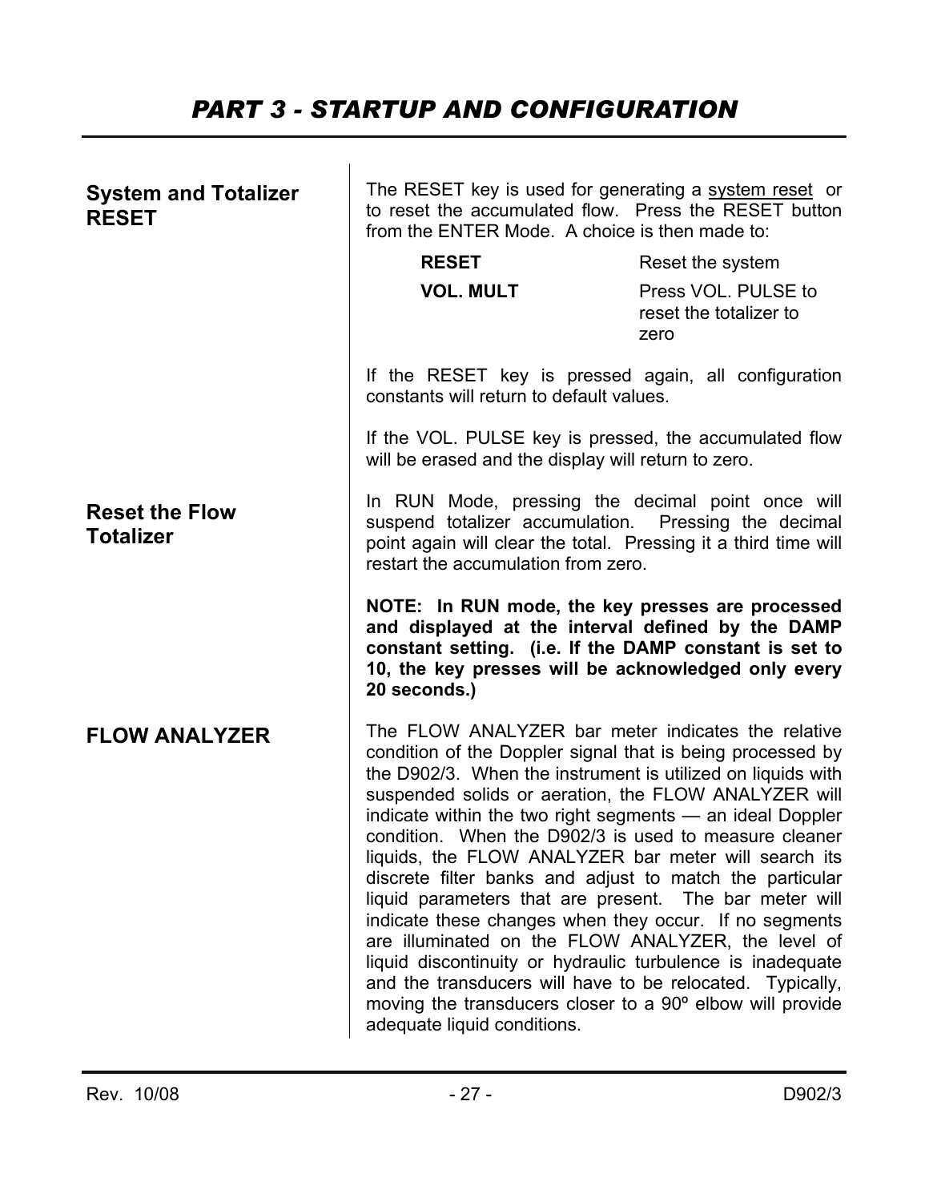# PART 3 - STARTUP AND CONFIGURATION

## System and Totalizer RESET

The RESET key is used for generating a system reset or to reset the accumulated flow. Press the RESET button from the ENTER Mode. A choice is then made to:

| | |
|---|---|
| **RESET** | Reset the system |
| **VOL. MULT** | Press VOL. PULSE to reset the totalizer to zero |

If the RESET key is pressed again, all configuration constants will return to default values.

If the VOL. PULSE key is pressed, the accumulated flow will be erased and the display will return to zero.

## Reset the Flow Totalizer

In RUN Mode, pressing the decimal point once will suspend totalizer accumulation. Pressing the decimal point again will clear the total. Pressing it a third time will restart the accumulation from zero.

**NOTE: In RUN mode, the key presses are processed and displayed at the interval defined by the DAMP constant setting. (i.e. If the DAMP constant is set to 10, the key presses will be acknowledged only every 20 seconds.)**

## FLOW ANALYZER

The FLOW ANALYZER bar meter indicates the relative condition of the Doppler signal that is being processed by the D902/3. When the instrument is utilized on liquids with suspended solids or aeration, the FLOW ANALYZER will indicate within the two right segments — an ideal Doppler condition. When the D902/3 is used to measure cleaner liquids, the FLOW ANALYZER bar meter will search its discrete filter banks and adjust to match the particular liquid parameters that are present. The bar meter will indicate these changes when they occur. If no segments are illuminated on the FLOW ANALYZER, the level of liquid discontinuity or hydraulic turbulence is inadequate and the transducers will have to be relocated. Typically, moving the transducers closer to a 90º elbow will provide adequate liquid conditions.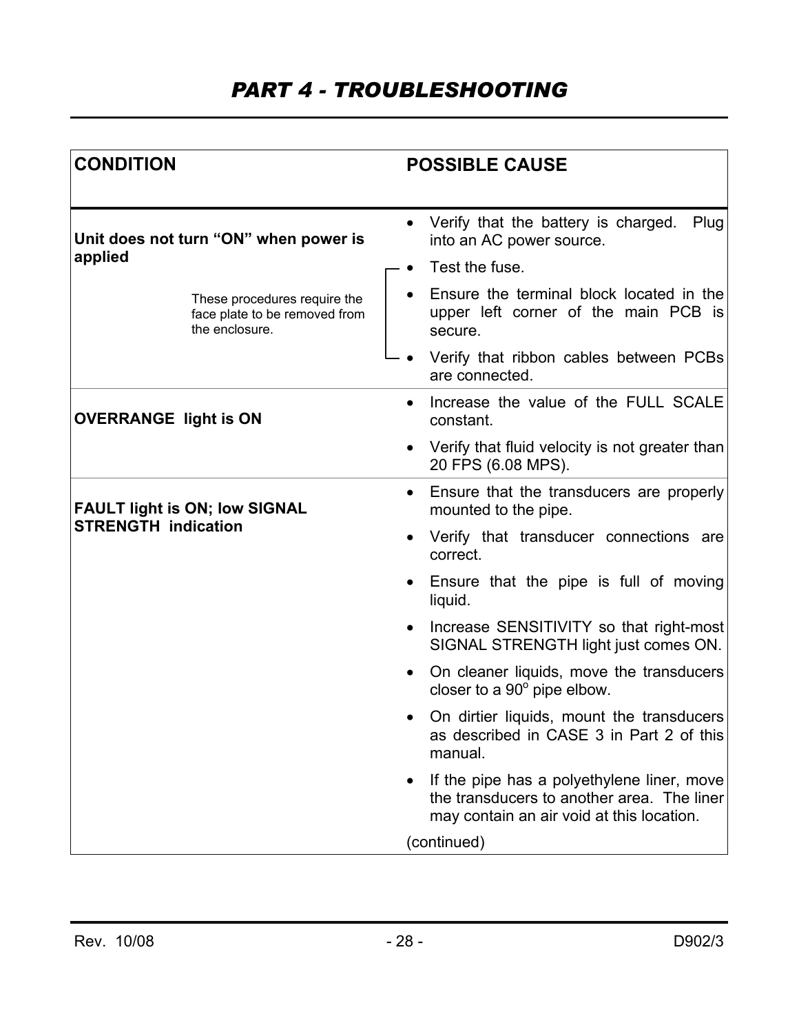# PART 4 - TROUBLESHOOTING

| CONDITION | POSSIBLE CAUSE |
|---|---|
| **Unit does not turn "ON" when power is applied** | • Verify that the battery is charged. Plug into an AC power source.<br>• Test the fuse.<br>• Ensure the terminal block located in the upper left corner of the main PCB is secure.<br>• Verify that ribbon cables between PCBs are connected.<br><br>(These procedures require the face plate to be removed from the enclosure: Test the fuse; Ensure the terminal block…; Verify that ribbon cables…) |
| **OVERRANGE light is ON** | • Increase the value of the FULL SCALE constant.<br>• Verify that fluid velocity is not greater than 20 FPS (6.08 MPS). |
| **FAULT light is ON; low SIGNAL STRENGTH indication** | • Ensure that the transducers are properly mounted to the pipe.<br>• Verify that transducer connections are correct.<br>• Ensure that the pipe is full of moving liquid.<br>• Increase SENSITIVITY so that right-most SIGNAL STRENGTH light just comes ON.<br>• On cleaner liquids, move the transducers closer to a 90° pipe elbow.<br>• On dirtier liquids, mount the transducers as described in CASE 3 in Part 2 of this manual.<br>• If the pipe has a polyethylene liner, move the transducers to another area. The liner may contain an air void at this location.<br><br>(continued) |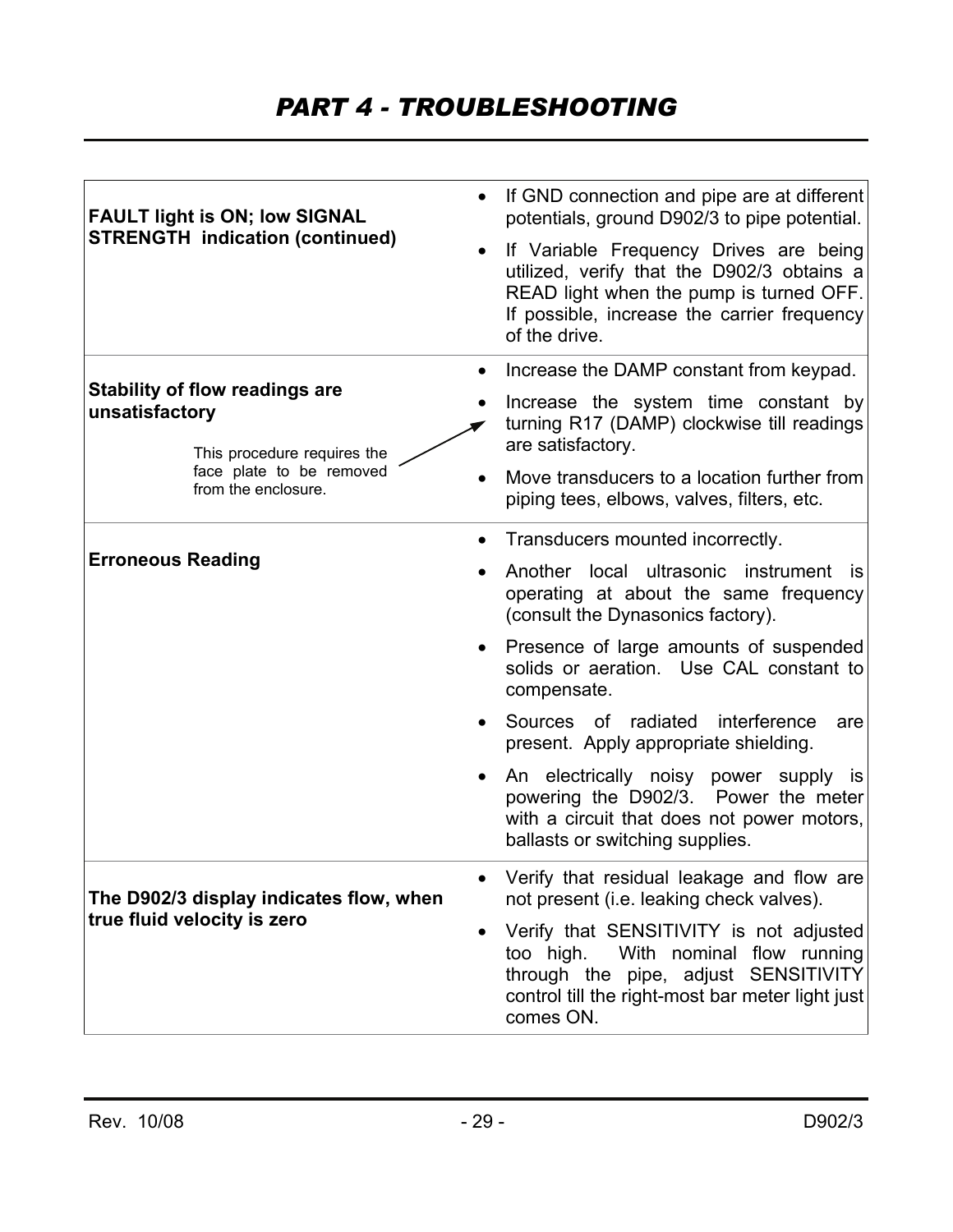# PART 4 - TROUBLESHOOTING

| Problem | Solution |
|---|---|
| **FAULT light is ON; low SIGNAL STRENGTH indication (continued)** | • If GND connection and pipe are at different potentials, ground D902/3 to pipe potential.<br>• If Variable Frequency Drives are being utilized, verify that the D902/3 obtains a READ light when the pump is turned OFF. If possible, increase the carrier frequency of the drive. |
| **Stability of flow readings are unsatisfactory**<br><br>This procedure requires the face plate to be removed from the enclosure. | • Increase the DAMP constant from keypad.<br>• Increase the system time constant by turning R17 (DAMP) clockwise till readings are satisfactory.<br>• Move transducers to a location further from piping tees, elbows, valves, filters, etc. |
| **Erroneous Reading** | • Transducers mounted incorrectly.<br>• Another local ultrasonic instrument is operating at about the same frequency (consult the Dynasonics factory).<br>• Presence of large amounts of suspended solids or aeration. Use CAL constant to compensate.<br>• Sources of radiated interference are present. Apply appropriate shielding.<br>• An electrically noisy power supply is powering the D902/3. Power the meter with a circuit that does not power motors, ballasts or switching supplies. |
| **The D902/3 display indicates flow, when true fluid velocity is zero** | • Verify that residual leakage and flow are not present (i.e. leaking check valves).<br>• Verify that SENSITIVITY is not adjusted too high. With nominal flow running through the pipe, adjust SENSITIVITY control till the right-most bar meter light just comes ON. |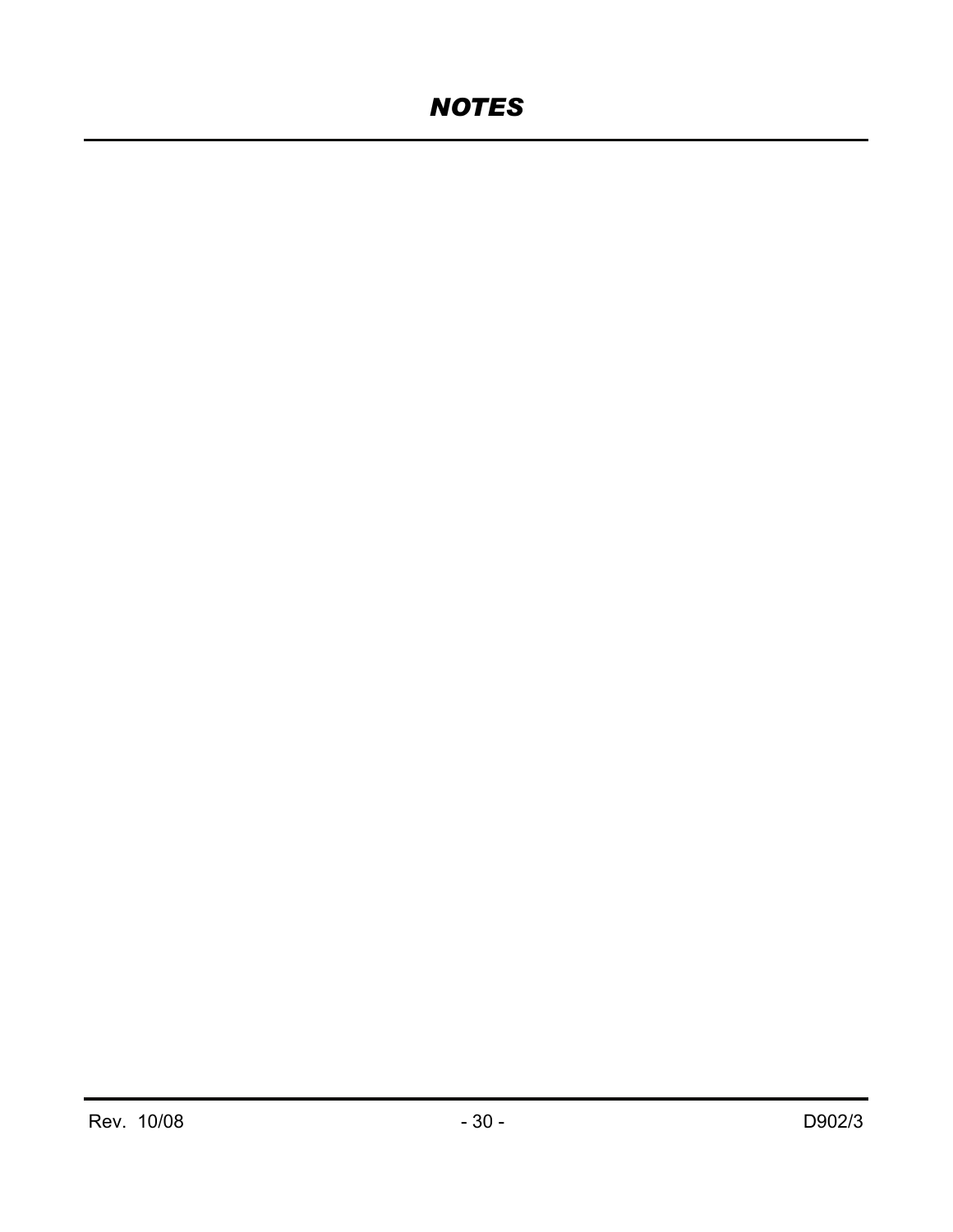# *NOTES*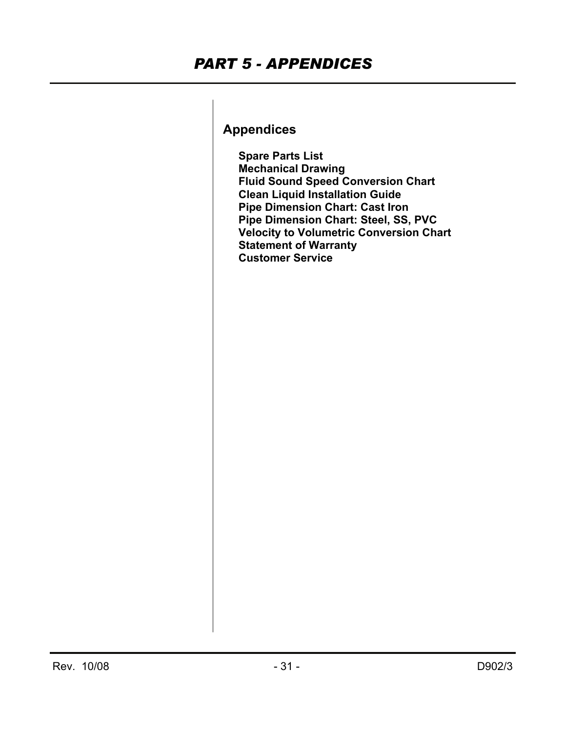# PART 5 - APPENDICES

## Appendices

**Spare Parts List**
**Mechanical Drawing**
**Fluid Sound Speed Conversion Chart**
**Clean Liquid Installation Guide**
**Pipe Dimension Chart: Cast Iron**
**Pipe Dimension Chart: Steel, SS, PVC**
**Velocity to Volumetric Conversion Chart**
**Statement of Warranty**
**Customer Service**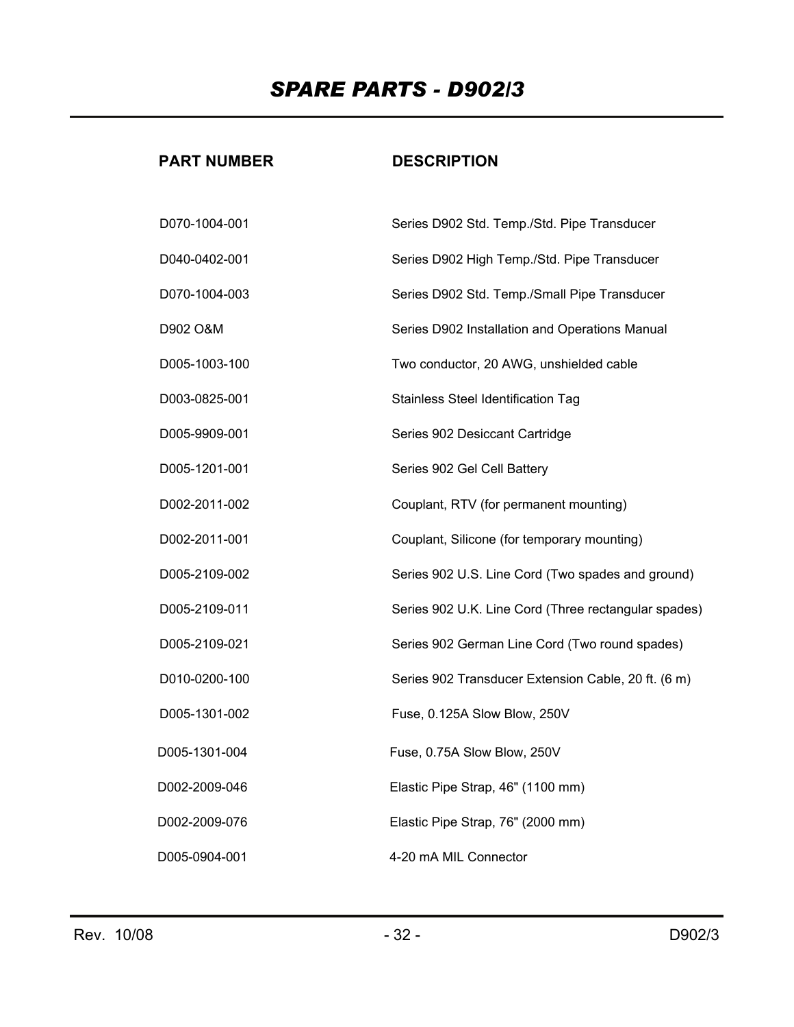# SPARE PARTS - D902/3

| PART NUMBER | DESCRIPTION |
|---|---|
| D070-1004-001 | Series D902 Std. Temp./Std. Pipe Transducer |
| D040-0402-001 | Series D902 High Temp./Std. Pipe Transducer |
| D070-1004-003 | Series D902 Std. Temp./Small Pipe Transducer |
| D902 O&M | Series D902 Installation and Operations Manual |
| D005-1003-100 | Two conductor, 20 AWG, unshielded cable |
| D003-0825-001 | Stainless Steel Identification Tag |
| D005-9909-001 | Series 902 Desiccant Cartridge |
| D005-1201-001 | Series 902 Gel Cell Battery |
| D002-2011-002 | Couplant, RTV (for permanent mounting) |
| D002-2011-001 | Couplant, Silicone (for temporary mounting) |
| D005-2109-002 | Series 902 U.S. Line Cord (Two spades and ground) |
| D005-2109-011 | Series 902 U.K. Line Cord (Three rectangular spades) |
| D005-2109-021 | Series 902 German Line Cord (Two round spades) |
| D010-0200-100 | Series 902 Transducer Extension Cable, 20 ft. (6 m) |
| D005-1301-002 | Fuse, 0.125A Slow Blow, 250V |
| D005-1301-004 | Fuse, 0.75A Slow Blow, 250V |
| D002-2009-046 | Elastic Pipe Strap, 46" (1100 mm) |
| D002-2009-076 | Elastic Pipe Strap, 76" (2000 mm) |
| D005-0904-001 | 4-20 mA MIL Connector |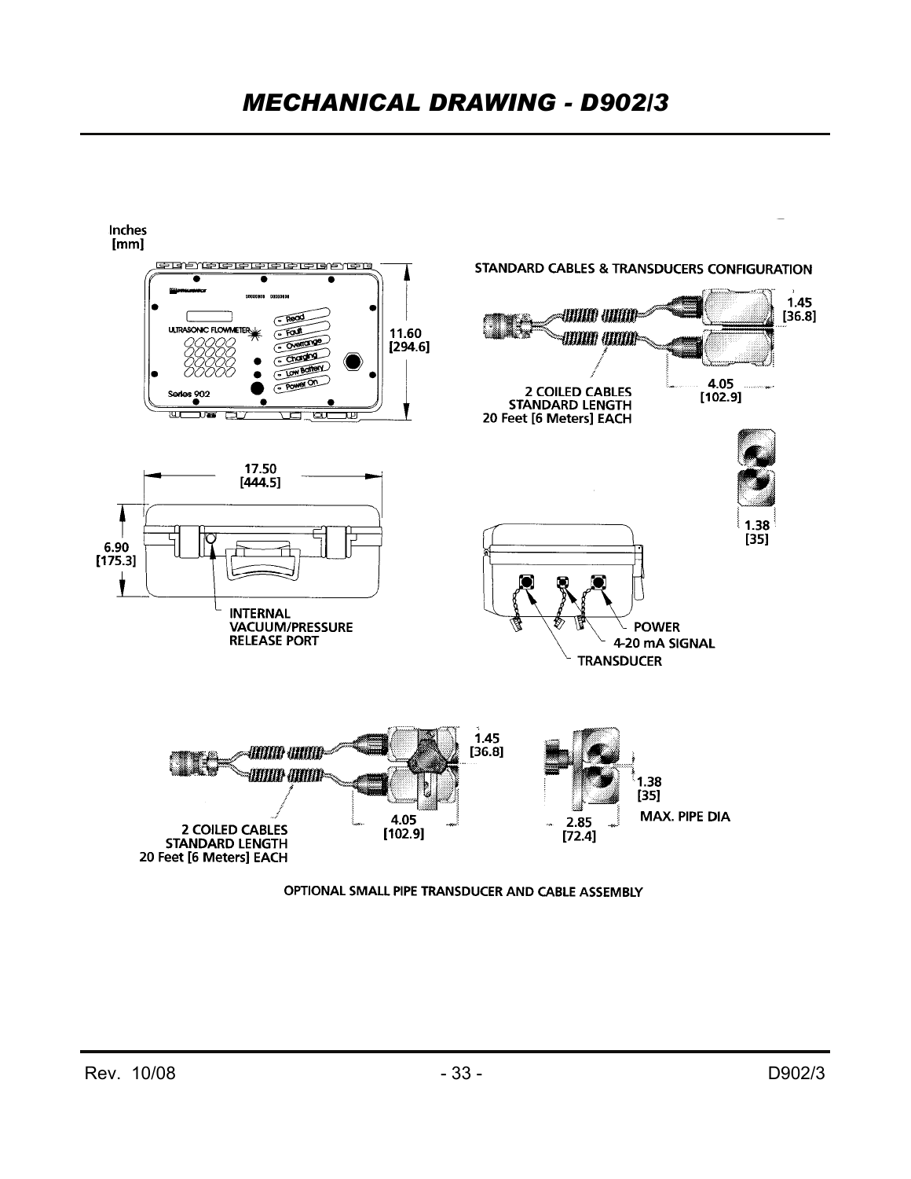# MECHANICAL DRAWING - D902/3

Inches
[mm]

11.60
[294.6]

17.50
[444.5]

6.90
[175.3]

INTERNAL VACUUM/PRESSURE RELEASE PORT

STANDARD CABLES & TRANSDUCERS CONFIGURATION

1.45
[36.8]

4.05
[102.9]

2 COILED CABLES
STANDARD LENGTH
20 Feet [6 Meters] EACH

1.38
[35]

POWER

4-20 mA SIGNAL

TRANSDUCER

1.45
[36.8]

4.05
[102.9]

2 COILED CABLES
STANDARD LENGTH
20 Feet [6 Meters] EACH

2.85
[72.4]

1.38
[35]
MAX. PIPE DIA

OPTIONAL SMALL PIPE TRANSDUCER AND CABLE ASSEMBLY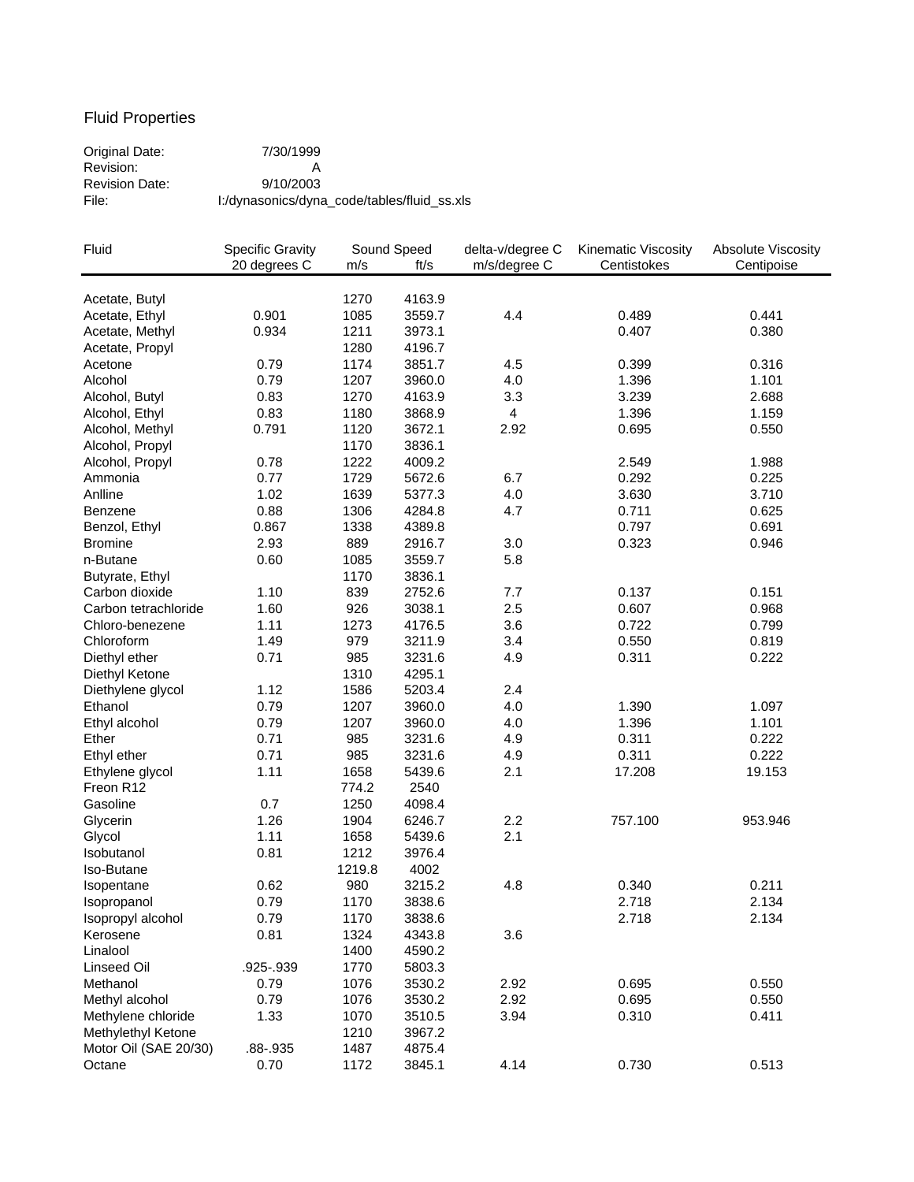# Fluid Properties

Original Date: 7/30/1999
Revision: A
Revision Date: 9/10/2003
File: I:/dynasonics/dyna_code/tables/fluid_ss.xls

| Fluid | Specific Gravity 20 degrees C | Sound Speed m/s | ft/s | delta-v/degree C m/s/degree C | Kinematic Viscosity Centistokes | Absolute Viscosity Centipoise |
|---|---|---|---|---|---|---|
| Acetate, Butyl | | 1270 | 4163.9 | | | |
| Acetate, Ethyl | 0.901 | 1085 | 3559.7 | 4.4 | 0.489 | 0.441 |
| Acetate, Methyl | 0.934 | 1211 | 3973.1 | | 0.407 | 0.380 |
| Acetate, Propyl | | 1280 | 4196.7 | | | |
| Acetone | 0.79 | 1174 | 3851.7 | 4.5 | 0.399 | 0.316 |
| Alcohol | 0.79 | 1207 | 3960.0 | 4.0 | 1.396 | 1.101 |
| Alcohol, Butyl | 0.83 | 1270 | 4163.9 | 3.3 | 3.239 | 2.688 |
| Alcohol, Ethyl | 0.83 | 1180 | 3868.9 | 4 | 1.396 | 1.159 |
| Alcohol, Methyl | 0.791 | 1120 | 3672.1 | 2.92 | 0.695 | 0.550 |
| Alcohol, Propyl | | 1170 | 3836.1 | | | |
| Alcohol, Propyl | 0.78 | 1222 | 4009.2 | | 2.549 | 1.988 |
| Ammonia | 0.77 | 1729 | 5672.6 | 6.7 | 0.292 | 0.225 |
| Anlline | 1.02 | 1639 | 5377.3 | 4.0 | 3.630 | 3.710 |
| Benzene | 0.88 | 1306 | 4284.8 | 4.7 | 0.711 | 0.625 |
| Benzol, Ethyl | 0.867 | 1338 | 4389.8 | | 0.797 | 0.691 |
| Bromine | 2.93 | 889 | 2916.7 | 3.0 | 0.323 | 0.946 |
| n-Butane | 0.60 | 1085 | 3559.7 | 5.8 | | |
| Butyrate, Ethyl | | 1170 | 3836.1 | | | |
| Carbon dioxide | 1.10 | 839 | 2752.6 | 7.7 | 0.137 | 0.151 |
| Carbon tetrachloride | 1.60 | 926 | 3038.1 | 2.5 | 0.607 | 0.968 |
| Chloro-benezene | 1.11 | 1273 | 4176.5 | 3.6 | 0.722 | 0.799 |
| Chloroform | 1.49 | 979 | 3211.9 | 3.4 | 0.550 | 0.819 |
| Diethyl ether | 0.71 | 985 | 3231.6 | 4.9 | 0.311 | 0.222 |
| Diethyl Ketone | | 1310 | 4295.1 | | | |
| Diethylene glycol | 1.12 | 1586 | 5203.4 | 2.4 | | |
| Ethanol | 0.79 | 1207 | 3960.0 | 4.0 | 1.390 | 1.097 |
| Ethyl alcohol | 0.79 | 1207 | 3960.0 | 4.0 | 1.396 | 1.101 |
| Ether | 0.71 | 985 | 3231.6 | 4.9 | 0.311 | 0.222 |
| Ethyl ether | 0.71 | 985 | 3231.6 | 4.9 | 0.311 | 0.222 |
| Ethylene glycol | 1.11 | 1658 | 5439.6 | 2.1 | 17.208 | 19.153 |
| Freon R12 | | 774.2 | 2540 | | | |
| Gasoline | 0.7 | 1250 | 4098.4 | | | |
| Glycerin | 1.26 | 1904 | 6246.7 | 2.2 | 757.100 | 953.946 |
| Glycol | 1.11 | 1658 | 5439.6 | 2.1 | | |
| Isobutanol | 0.81 | 1212 | 3976.4 | | | |
| Iso-Butane | | 1219.8 | 4002 | | | |
| Isopentane | 0.62 | 980 | 3215.2 | 4.8 | 0.340 | 0.211 |
| Isopropanol | 0.79 | 1170 | 3838.6 | | 2.718 | 2.134 |
| Isopropyl alcohol | 0.79 | 1170 | 3838.6 | | 2.718 | 2.134 |
| Kerosene | 0.81 | 1324 | 4343.8 | 3.6 | | |
| Linalool | | 1400 | 4590.2 | | | |
| Linseed Oil | .925-.939 | 1770 | 5803.3 | | | |
| Methanol | 0.79 | 1076 | 3530.2 | 2.92 | 0.695 | 0.550 |
| Methyl alcohol | 0.79 | 1076 | 3530.2 | 2.92 | 0.695 | 0.550 |
| Methylene chloride | 1.33 | 1070 | 3510.5 | 3.94 | 0.310 | 0.411 |
| Methylethyl Ketone | | 1210 | 3967.2 | | | |
| Motor Oil (SAE 20/30) | .88-.935 | 1487 | 4875.4 | | | |
| Octane | 0.70 | 1172 | 3845.1 | 4.14 | 0.730 | 0.513 |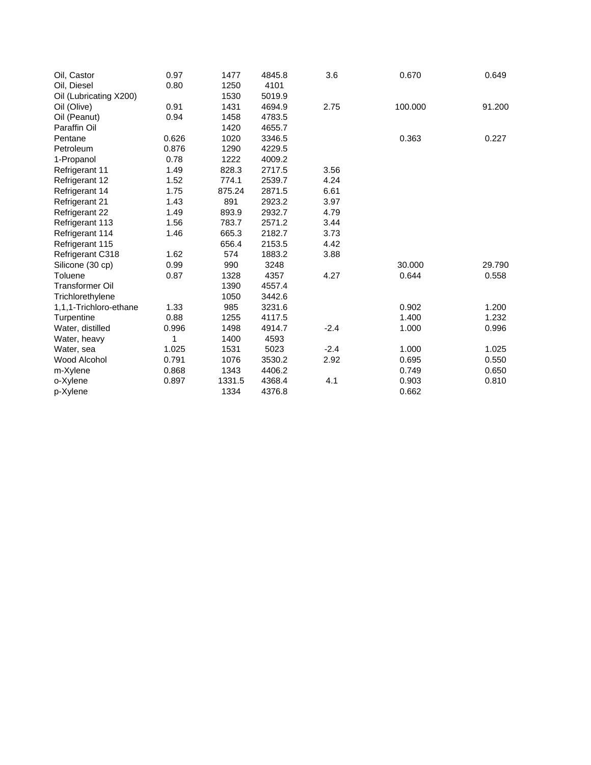| | | | | | | |
|---|---|---|---|---|---|---|
| Oil, Castor | 0.97 | 1477 | 4845.8 | 3.6 | 0.670 | 0.649 |
| Oil, Diesel | 0.80 | 1250 | 4101 | | | |
| Oil (Lubricating X200) | | 1530 | 5019.9 | | | |
| Oil (Olive) | 0.91 | 1431 | 4694.9 | 2.75 | 100.000 | 91.200 |
| Oil (Peanut) | 0.94 | 1458 | 4783.5 | | | |
| Paraffin Oil | | 1420 | 4655.7 | | | |
| Pentane | 0.626 | 1020 | 3346.5 | | 0.363 | 0.227 |
| Petroleum | 0.876 | 1290 | 4229.5 | | | |
| 1-Propanol | 0.78 | 1222 | 4009.2 | | | |
| Refrigerant 11 | 1.49 | 828.3 | 2717.5 | 3.56 | | |
| Refrigerant 12 | 1.52 | 774.1 | 2539.7 | 4.24 | | |
| Refrigerant 14 | 1.75 | 875.24 | 2871.5 | 6.61 | | |
| Refrigerant 21 | 1.43 | 891 | 2923.2 | 3.97 | | |
| Refrigerant 22 | 1.49 | 893.9 | 2932.7 | 4.79 | | |
| Refrigerant 113 | 1.56 | 783.7 | 2571.2 | 3.44 | | |
| Refrigerant 114 | 1.46 | 665.3 | 2182.7 | 3.73 | | |
| Refrigerant 115 | | 656.4 | 2153.5 | 4.42 | | |
| Refrigerant C318 | 1.62 | 574 | 1883.2 | 3.88 | | |
| Silicone (30 cp) | 0.99 | 990 | 3248 | | 30.000 | 29.790 |
| Toluene | 0.87 | 1328 | 4357 | 4.27 | 0.644 | 0.558 |
| Transformer Oil | | 1390 | 4557.4 | | | |
| Trichlorethylene | | 1050 | 3442.6 | | | |
| 1,1,1-Trichloro-ethane | 1.33 | 985 | 3231.6 | | 0.902 | 1.200 |
| Turpentine | 0.88 | 1255 | 4117.5 | | 1.400 | 1.232 |
| Water, distilled | 0.996 | 1498 | 4914.7 | -2.4 | 1.000 | 0.996 |
| Water, heavy | 1 | 1400 | 4593 | | | |
| Water, sea | 1.025 | 1531 | 5023 | -2.4 | 1.000 | 1.025 |
| Wood Alcohol | 0.791 | 1076 | 3530.2 | 2.92 | 0.695 | 0.550 |
| m-Xylene | 0.868 | 1343 | 4406.2 | | 0.749 | 0.650 |
| o-Xylene | 0.897 | 1331.5 | 4368.4 | 4.1 | 0.903 | 0.810 |
| p-Xylene | | 1334 | 4376.8 | | 0.662 | |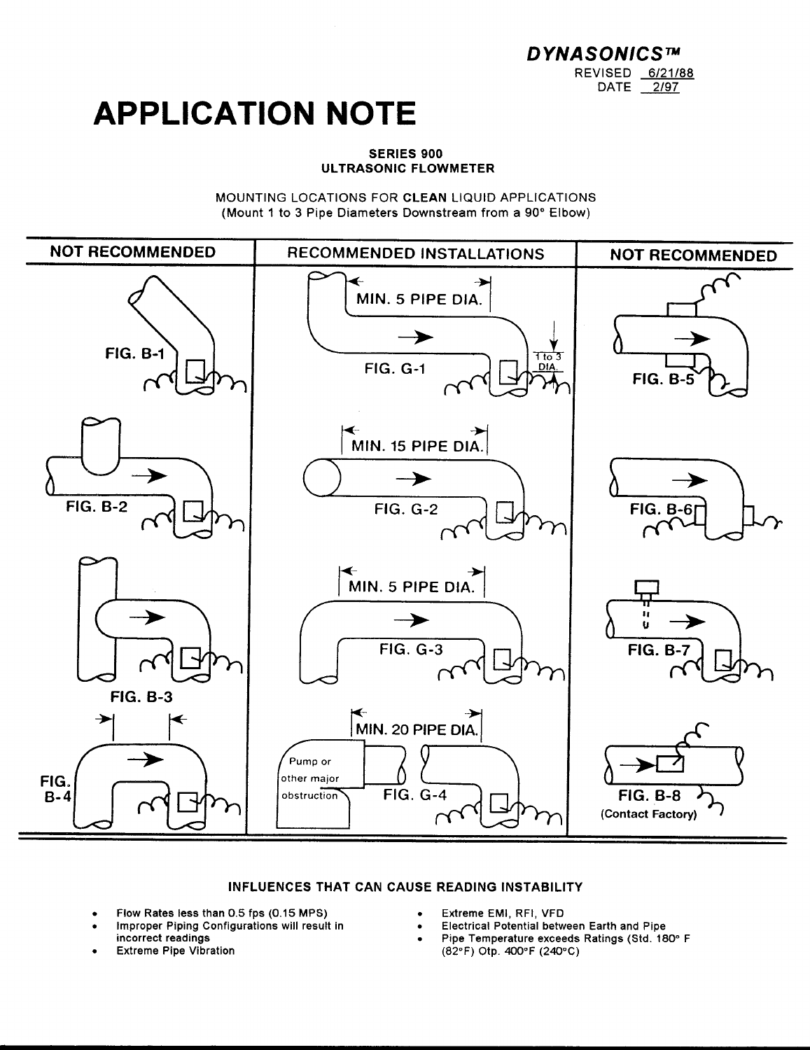**DYNASONICS™**

REVISED 6/21/88
DATE 2/97

# APPLICATION NOTE

**SERIES 900**
**ULTRASONIC FLOWMETER**

MOUNTING LOCATIONS FOR **CLEAN** LIQUID APPLICATIONS
(Mount 1 to 3 Pipe Diameters Downstream from a 90° Elbow)

| NOT RECOMMENDED | RECOMMENDED INSTALLATIONS | NOT RECOMMENDED |
|---|---|---|
| FIG. B-1 | MIN. 5 PIPE DIA. — 1 to 3 DIA. — FIG. G-1 | FIG. B-5 |
| FIG. B-2 | MIN. 15 PIPE DIA. — FIG. G-2 | FIG. B-6 |
| FIG. B-3 | MIN. 5 PIPE DIA. — FIG. G-3 | FIG. B-7 |
| FIG. B-4 | MIN. 20 PIPE DIA. — Pump or other major obstruction — FIG. G-4 | FIG. B-8 (Contact Factory) |

**INFLUENCES THAT CAN CAUSE READING INSTABILITY**

- Flow Rates less than 0.5 fps (0.15 MPS)
- Improper Piping Configurations will result in incorrect readings
- Extreme Pipe Vibration
- Extreme EMI, RFI, VFD
- Electrical Potential between Earth and Pipe
- Pipe Temperature exceeds Ratings (Std. 180° F (82°F) Otp. 400°F (240°C)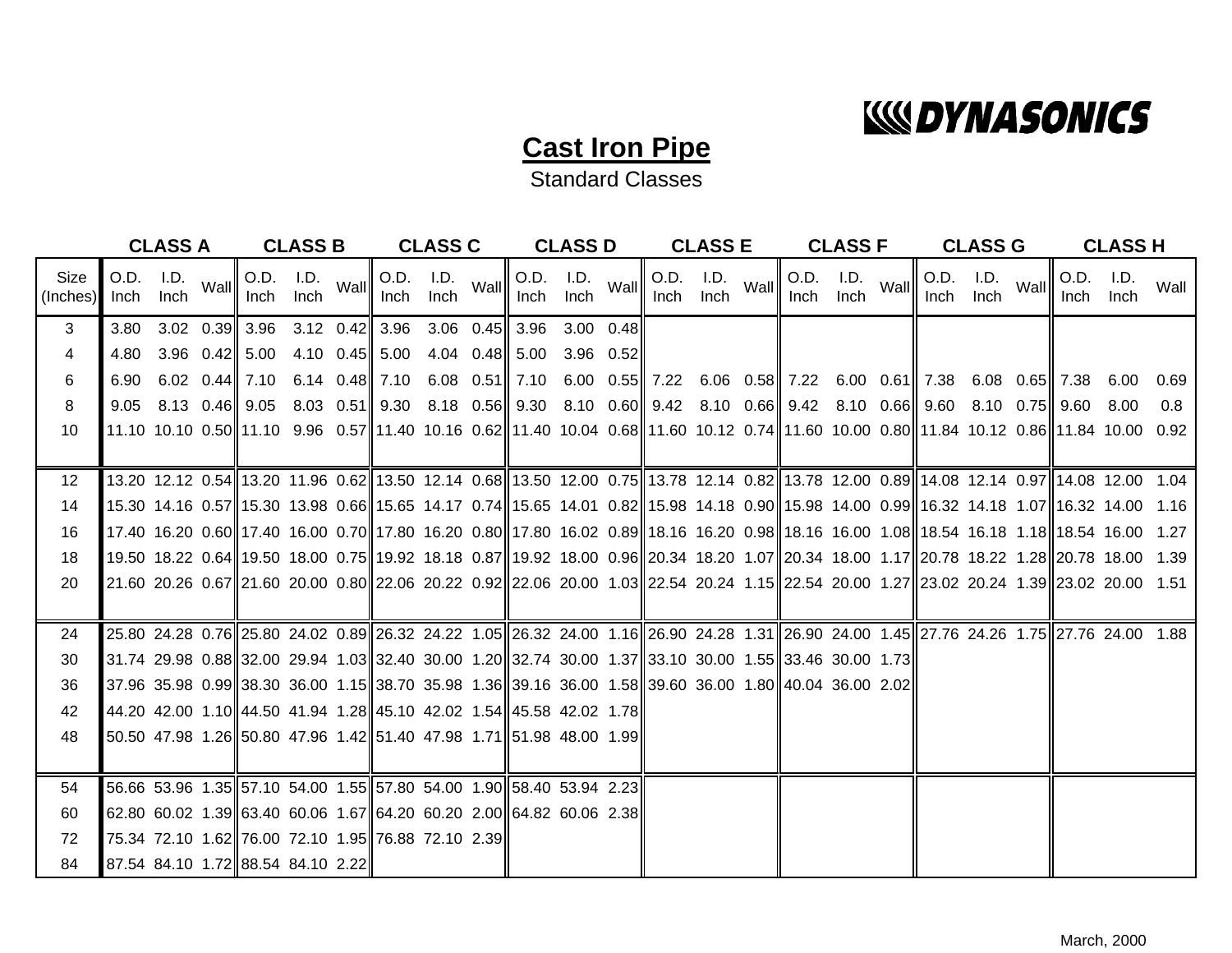**DYNASONICS**

## Cast Iron Pipe

Standard Classes

| Size (Inches) | CLASS A O.D. Inch | CLASS A I.D. Inch | CLASS A Wall | CLASS B O.D. Inch | CLASS B I.D. Inch | CLASS B Wall | CLASS C O.D. Inch | CLASS C I.D. Inch | CLASS C Wall | CLASS D O.D. Inch | CLASS D I.D. Inch | CLASS D Wall | CLASS E O.D. Inch | CLASS E I.D. Inch | CLASS E Wall | CLASS F O.D. Inch | CLASS F I.D. Inch | CLASS F Wall | CLASS G O.D. Inch | CLASS G I.D. Inch | CLASS G Wall | CLASS H O.D. Inch | CLASS H I.D. Inch | CLASS H Wall |
|---|---|---|---|---|---|---|---|---|---|---|---|---|---|---|---|---|---|---|---|---|---|---|---|---|
| 3 | 3.80 | 3.02 | 0.39 | 3.96 | 3.12 | 0.42 | 3.96 | 3.06 | 0.45 | 3.96 | 3.00 | 0.48 | | | | | | | | | | | | |
| 4 | 4.80 | 3.96 | 0.42 | 5.00 | 4.10 | 0.45 | 5.00 | 4.04 | 0.48 | 5.00 | 3.96 | 0.52 | | | | | | | | | | | | |
| 6 | 6.90 | 6.02 | 0.44 | 7.10 | 6.14 | 0.48 | 7.10 | 6.08 | 0.51 | 7.10 | 6.00 | 0.55 | 7.22 | 6.06 | 0.58 | 7.22 | 6.00 | 0.61 | 7.38 | 6.08 | 0.65 | 7.38 | 6.00 | 0.69 |
| 8 | 9.05 | 8.13 | 0.46 | 9.05 | 8.03 | 0.51 | 9.30 | 8.18 | 0.56 | 9.30 | 8.10 | 0.60 | 9.42 | 8.10 | 0.66 | 9.42 | 8.10 | 0.66 | 9.60 | 8.10 | 0.75 | 9.60 | 8.00 | 0.8 |
| 10 | 11.10 | 10.10 | 0.50 | 11.10 | 9.96 | 0.57 | 11.40 | 10.16 | 0.62 | 11.40 | 10.04 | 0.68 | 11.60 | 10.12 | 0.74 | 11.60 | 10.00 | 0.80 | 11.84 | 10.12 | 0.86 | 11.84 | 10.00 | 0.92 |
| 12 | 13.20 | 12.12 | 0.54 | 13.20 | 11.96 | 0.62 | 13.50 | 12.14 | 0.68 | 13.50 | 12.00 | 0.75 | 13.78 | 12.14 | 0.82 | 13.78 | 12.00 | 0.89 | 14.08 | 12.14 | 0.97 | 14.08 | 12.00 | 1.04 |
| 14 | 15.30 | 14.16 | 0.57 | 15.30 | 13.98 | 0.66 | 15.65 | 14.17 | 0.74 | 15.65 | 14.01 | 0.82 | 15.98 | 14.18 | 0.90 | 15.98 | 14.00 | 0.99 | 16.32 | 14.18 | 1.07 | 16.32 | 14.00 | 1.16 |
| 16 | 17.40 | 16.20 | 0.60 | 17.40 | 16.00 | 0.70 | 17.80 | 16.20 | 0.80 | 17.80 | 16.02 | 0.89 | 18.16 | 16.20 | 0.98 | 18.16 | 16.00 | 1.08 | 18.54 | 16.18 | 1.18 | 18.54 | 16.00 | 1.27 |
| 18 | 19.50 | 18.22 | 0.64 | 19.50 | 18.00 | 0.75 | 19.92 | 18.18 | 0.87 | 19.92 | 18.00 | 0.96 | 20.34 | 18.20 | 1.07 | 20.34 | 18.00 | 1.17 | 20.78 | 18.22 | 1.28 | 20.78 | 18.00 | 1.39 |
| 20 | 21.60 | 20.26 | 0.67 | 21.60 | 20.00 | 0.80 | 22.06 | 20.22 | 0.92 | 22.06 | 20.00 | 1.03 | 22.54 | 20.24 | 1.15 | 22.54 | 20.00 | 1.27 | 23.02 | 20.24 | 1.39 | 23.02 | 20.00 | 1.51 |
| 24 | 25.80 | 24.28 | 0.76 | 25.80 | 24.02 | 0.89 | 26.32 | 24.22 | 1.05 | 26.32 | 24.00 | 1.16 | 26.90 | 24.28 | 1.31 | 26.90 | 24.00 | 1.45 | 27.76 | 24.26 | 1.75 | 27.76 | 24.00 | 1.88 |
| 30 | 31.74 | 29.98 | 0.88 | 32.00 | 29.94 | 1.03 | 32.40 | 30.00 | 1.20 | 32.74 | 30.00 | 1.37 | 33.10 | 30.00 | 1.55 | 33.46 | 30.00 | 1.73 | | | | | | |
| 36 | 37.96 | 35.98 | 0.99 | 38.30 | 36.00 | 1.15 | 38.70 | 35.98 | 1.36 | 39.16 | 36.00 | 1.58 | 39.60 | 36.00 | 1.80 | 40.04 | 36.00 | 2.02 | | | | | | |
| 42 | 44.20 | 42.00 | 1.10 | 44.50 | 41.94 | 1.28 | 45.10 | 42.02 | 1.54 | 45.58 | 42.02 | 1.78 | | | | | | | | | | | | |
| 48 | 50.50 | 47.98 | 1.26 | 50.80 | 47.96 | 1.42 | 51.40 | 47.98 | 1.71 | 51.98 | 48.00 | 1.99 | | | | | | | | | | | | |
| 54 | 56.66 | 53.96 | 1.35 | 57.10 | 54.00 | 1.55 | 57.80 | 54.00 | 1.90 | 58.40 | 53.94 | 2.23 | | | | | | | | | | | | |
| 60 | 62.80 | 60.02 | 1.39 | 63.40 | 60.06 | 1.67 | 64.20 | 60.20 | 2.00 | 64.82 | 60.06 | 2.38 | | | | | | | | | | | | |
| 72 | 75.34 | 72.10 | 1.62 | 76.00 | 72.10 | 1.95 | 76.88 | 72.10 | 2.39 | | | | | | | | | | | | | | | |
| 84 | 87.54 | 84.10 | 1.72 | 88.54 | 84.10 | 2.22 | | | | | | | | | | | | | | | | | | |

March, 2000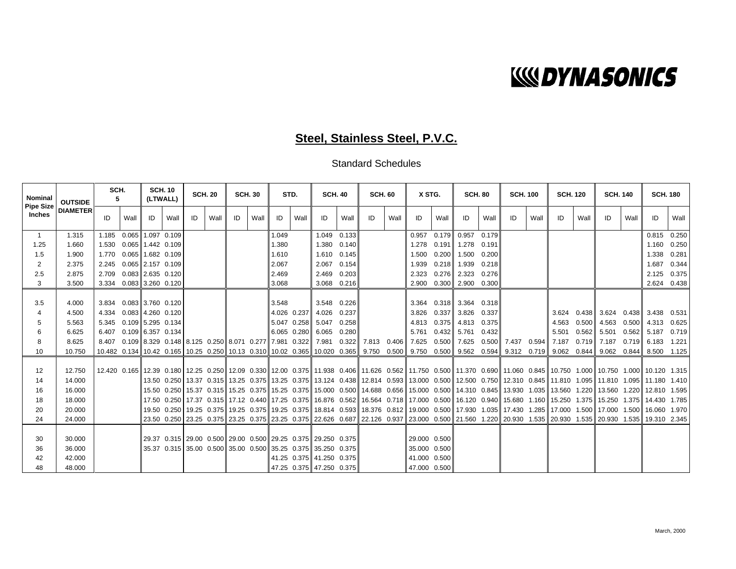DYNASONICS

## Steel, Stainless Steel, P.V.C.

Standard Schedules

| Nominal Pipe Size Inches | OUTSIDE DIAMETER | SCH. 5 | | SCH. 10 (LTWALL) | | SCH. 20 | | SCH. 30 | | STD. | | SCH. 40 | | SCH. 60 | | X STG. | | SCH. 80 | | SCH. 100 | | SCH. 120 | | SCH. 140 | | SCH. 180 | |
|---|---|---|---|---|---|---|---|---|---|---|---|---|---|---|---|---|---|---|---|---|---|---|---|---|---|---|---|
| | | ID | Wall | ID | Wall | ID | Wall | ID | Wall | ID | Wall | ID | Wall | ID | Wall | ID | Wall | ID | Wall | ID | Wall | ID | Wall | ID | Wall | ID | Wall |
| 1 | 1.315 | 1.185 | 0.065 | 1.097 | 0.109 | | | | | 1.049 | | 1.049 | 0.133 | | | 0.957 | 0.179 | 0.957 | 0.179 | | | | | | | 0.815 | 0.250 |
| 1.25 | 1.660 | 1.530 | 0.065 | 1.442 | 0.109 | | | | | 1.380 | | 1.380 | 0.140 | | | 1.278 | 0.191 | 1.278 | 0.191 | | | | | | | 1.160 | 0.250 |
| 1.5 | 1.900 | 1.770 | 0.065 | 1.682 | 0.109 | | | | | 1.610 | | 1.610 | 0.145 | | | 1.500 | 0.200 | 1.500 | 0.200 | | | | | | | 1.338 | 0.281 |
| 2 | 2.375 | 2.245 | 0.065 | 2.157 | 0.109 | | | | | 2.067 | | 2.067 | 0.154 | | | 1.939 | 0.218 | 1.939 | 0.218 | | | | | | | 1.687 | 0.344 |
| 2.5 | 2.875 | 2.709 | 0.083 | 2.635 | 0.120 | | | | | 2.469 | | 2.469 | 0.203 | | | 2.323 | 0.276 | 2.323 | 0.276 | | | | | | | 2.125 | 0.375 |
| 3 | 3.500 | 3.334 | 0.083 | 3.260 | 0.120 | | | | | 3.068 | | 3.068 | 0.216 | | | 2.900 | 0.300 | 2.900 | 0.300 | | | | | | | 2.624 | 0.438 |
| 3.5 | 4.000 | 3.834 | 0.083 | 3.760 | 0.120 | | | | | 3.548 | | 3.548 | 0.226 | | | 3.364 | 0.318 | 3.364 | 0.318 | | | | | | | | |
| 4 | 4.500 | 4.334 | 0.083 | 4.260 | 0.120 | | | | | 4.026 | 0.237 | 4.026 | 0.237 | | | 3.826 | 0.337 | 3.826 | 0.337 | | | 3.624 | 0.438 | 3.624 | 0.438 | 3.438 | 0.531 |
| 5 | 5.563 | 5.345 | 0.109 | 5.295 | 0.134 | | | | | 5.047 | 0.258 | 5.047 | 0.258 | | | 4.813 | 0.375 | 4.813 | 0.375 | | | 4.563 | 0.500 | 4.563 | 0.500 | 4.313 | 0.625 |
| 6 | 6.625 | 6.407 | 0.109 | 6.357 | 0.134 | | | | | 6.065 | 0.280 | 6.065 | 0.280 | | | 5.761 | 0.432 | 5.761 | 0.432 | | | 5.501 | 0.562 | 5.501 | 0.562 | 5.187 | 0.719 |
| 8 | 8.625 | 8.407 | 0.109 | 8.329 | 0.148 | 8.125 | 0.250 | 8.071 | 0.277 | 7.981 | 0.322 | 7.981 | 0.322 | 7.813 | 0.406 | 7.625 | 0.500 | 7.625 | 0.500 | 7.437 | 0.594 | 7.187 | 0.719 | 7.187 | 0.719 | 6.183 | 1.221 |
| 10 | 10.750 | 10.482 | 0.134 | 10.42 | 0.165 | 10.25 | 0.250 | 10.13 | 0.310 | 10.02 | 0.365 | 10.020 | 0.365 | 9.750 | 0.500 | 9.750 | 0.500 | 9.562 | 0.594 | 9.312 | 0.719 | 9.062 | 0.844 | 9.062 | 0.844 | 8.500 | 1.125 |
| 12 | 12.750 | 12.420 | 0.165 | 12.39 | 0.180 | 12.25 | 0.250 | 12.09 | 0.330 | 12.00 | 0.375 | 11.938 | 0.406 | 11.626 | 0.562 | 11.750 | 0.500 | 11.370 | 0.690 | 11.060 | 0.845 | 10.750 | 1.000 | 10.750 | 1.000 | 10.120 | 1.315 |
| 14 | 14.000 | | | 13.50 | 0.250 | 13.37 | 0.315 | 13.25 | 0.375 | 13.25 | 0.375 | 13.124 | 0.438 | 12.814 | 0.593 | 13.000 | 0.500 | 12.500 | 0.750 | 12.310 | 0.845 | 11.810 | 1.095 | 11.810 | 1.095 | 11.180 | 1.410 |
| 16 | 16.000 | | | 15.50 | 0.250 | 15.37 | 0.315 | 15.25 | 0.375 | 15.25 | 0.375 | 15.000 | 0.500 | 14.688 | 0.656 | 15.000 | 0.500 | 14.310 | 0.845 | 13.930 | 1.035 | 13.560 | 1.220 | 13.560 | 1.220 | 12.810 | 1.595 |
| 18 | 18.000 | | | 17.50 | 0.250 | 17.37 | 0.315 | 17.12 | 0.440 | 17.25 | 0.375 | 16.876 | 0.562 | 16.564 | 0.718 | 17.000 | 0.500 | 16.120 | 0.940 | 15.680 | 1.160 | 15.250 | 1.375 | 15.250 | 1.375 | 14.430 | 1.785 |
| 20 | 20.000 | | | 19.50 | 0.250 | 19.25 | 0.375 | 19.25 | 0.375 | 19.25 | 0.375 | 18.814 | 0.593 | 18.376 | 0.812 | 19.000 | 0.500 | 17.930 | 1.035 | 17.430 | 1.285 | 17.000 | 1.500 | 17.000 | 1.500 | 16.060 | 1.970 |
| 24 | 24.000 | | | 23.50 | 0.250 | 23.25 | 0.375 | 23.25 | 0.375 | 23.25 | 0.375 | 22.626 | 0.687 | 22.126 | 0.937 | 23.000 | 0.500 | 21.560 | 1.220 | 20.930 | 1.535 | 20.930 | 1.535 | 20.930 | 1.535 | 19.310 | 2.345 |
| 30 | 30.000 | | | 29.37 | 0.315 | 29.00 | 0.500 | 29.00 | 0.500 | 29.25 | 0.375 | 29.250 | 0.375 | | | 29.000 | 0.500 | | | | | | | | | | |
| 36 | 36.000 | | | 35.37 | 0.315 | 35.00 | 0.500 | 35.00 | 0.500 | 35.25 | 0.375 | 35.250 | 0.375 | | | 35.000 | 0.500 | | | | | | | | | | |
| 42 | 42.000 | | | | | | | | | 41.25 | 0.375 | 41.250 | 0.375 | | | 41.000 | 0.500 | | | | | | | | | | |
| 48 | 48.000 | | | | | | | | | 47.25 | 0.375 | 47.250 | 0.375 | | | 47.000 | 0.500 | | | | | | | | | | |

March, 2000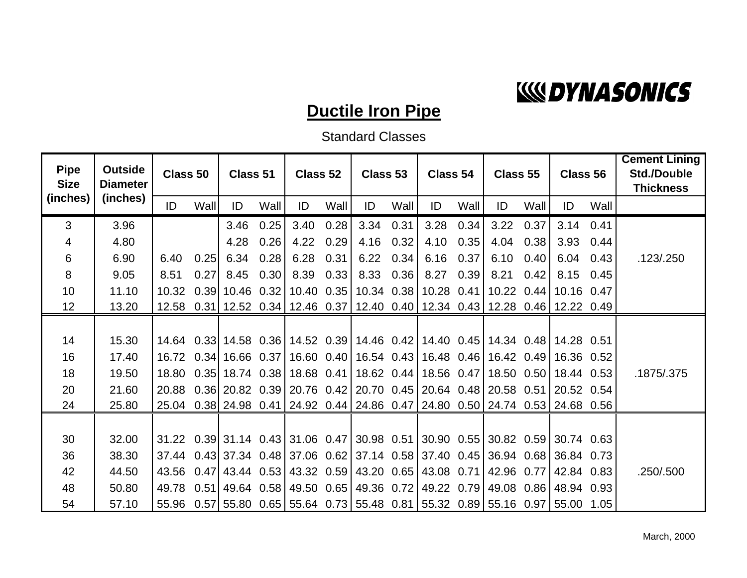**DYNASONICS**

# Ductile Iron Pipe

Standard Classes

| Pipe Size (inches) | Outside Diameter (inches) | Class 50 | | Class 51 | | Class 52 | | Class 53 | | Class 54 | | Class 55 | | Class 56 | | Cement Lining Std./Double Thickness |
|---|---|---|---|---|---|---|---|---|---|---|---|---|---|---|---|---|
| | | ID | Wall | ID | Wall | ID | Wall | ID | Wall | ID | Wall | ID | Wall | ID | Wall | |
| 3 | 3.96 | | | 3.46 | 0.25 | 3.40 | 0.28 | 3.34 | 0.31 | 3.28 | 0.34 | 3.22 | 0.37 | 3.14 | 0.41 | |
| 4 | 4.80 | | | 4.28 | 0.26 | 4.22 | 0.29 | 4.16 | 0.32 | 4.10 | 0.35 | 4.04 | 0.38 | 3.93 | 0.44 | |
| 6 | 6.90 | 6.40 | 0.25 | 6.34 | 0.28 | 6.28 | 0.31 | 6.22 | 0.34 | 6.16 | 0.37 | 6.10 | 0.40 | 6.04 | 0.43 | .123/.250 |
| 8 | 9.05 | 8.51 | 0.27 | 8.45 | 0.30 | 8.39 | 0.33 | 8.33 | 0.36 | 8.27 | 0.39 | 8.21 | 0.42 | 8.15 | 0.45 | |
| 10 | 11.10 | 10.32 | 0.39 | 10.46 | 0.32 | 10.40 | 0.35 | 10.34 | 0.38 | 10.28 | 0.41 | 10.22 | 0.44 | 10.16 | 0.47 | |
| 12 | 13.20 | 12.58 | 0.31 | 12.52 | 0.34 | 12.46 | 0.37 | 12.40 | 0.40 | 12.34 | 0.43 | 12.28 | 0.46 | 12.22 | 0.49 | |
| 14 | 15.30 | 14.64 | 0.33 | 14.58 | 0.36 | 14.52 | 0.39 | 14.46 | 0.42 | 14.40 | 0.45 | 14.34 | 0.48 | 14.28 | 0.51 | |
| 16 | 17.40 | 16.72 | 0.34 | 16.66 | 0.37 | 16.60 | 0.40 | 16.54 | 0.43 | 16.48 | 0.46 | 16.42 | 0.49 | 16.36 | 0.52 | |
| 18 | 19.50 | 18.80 | 0.35 | 18.74 | 0.38 | 18.68 | 0.41 | 18.62 | 0.44 | 18.56 | 0.47 | 18.50 | 0.50 | 18.44 | 0.53 | .1875/.375 |
| 20 | 21.60 | 20.88 | 0.36 | 20.82 | 0.39 | 20.76 | 0.42 | 20.70 | 0.45 | 20.64 | 0.48 | 20.58 | 0.51 | 20.52 | 0.54 | |
| 24 | 25.80 | 25.04 | 0.38 | 24.98 | 0.41 | 24.92 | 0.44 | 24.86 | 0.47 | 24.80 | 0.50 | 24.74 | 0.53 | 24.68 | 0.56 | |
| 30 | 32.00 | 31.22 | 0.39 | 31.14 | 0.43 | 31.06 | 0.47 | 30.98 | 0.51 | 30.90 | 0.55 | 30.82 | 0.59 | 30.74 | 0.63 | |
| 36 | 38.30 | 37.44 | 0.43 | 37.34 | 0.48 | 37.06 | 0.62 | 37.14 | 0.58 | 37.40 | 0.45 | 36.94 | 0.68 | 36.84 | 0.73 | |
| 42 | 44.50 | 43.56 | 0.47 | 43.44 | 0.53 | 43.32 | 0.59 | 43.20 | 0.65 | 43.08 | 0.71 | 42.96 | 0.77 | 42.84 | 0.83 | .250/.500 |
| 48 | 50.80 | 49.78 | 0.51 | 49.64 | 0.58 | 49.50 | 0.65 | 49.36 | 0.72 | 49.22 | 0.79 | 49.08 | 0.86 | 48.94 | 0.93 | |
| 54 | 57.10 | 55.96 | 0.57 | 55.80 | 0.65 | 55.64 | 0.73 | 55.48 | 0.81 | 55.32 | 0.89 | 55.16 | 0.97 | 55.00 | 1.05 | |

March, 2000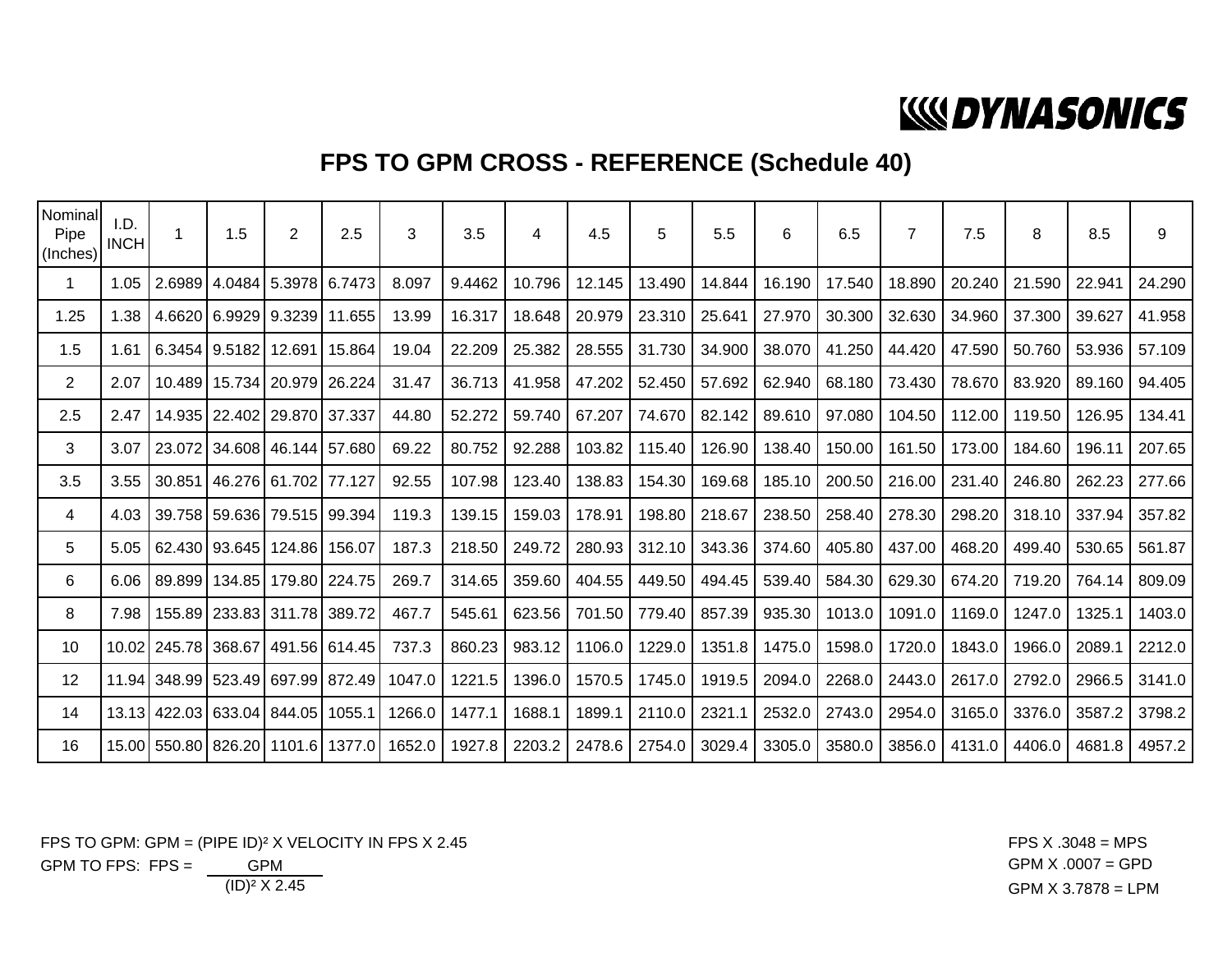DYNASONICS

# FPS TO GPM CROSS - REFERENCE (Schedule 40)

| Nominal Pipe (Inches) | I.D. INCH | 1 | 1.5 | 2 | 2.5 | 3 | 3.5 | 4 | 4.5 | 5 | 5.5 | 6 | 6.5 | 7 | 7.5 | 8 | 8.5 | 9 |
|---|---|---|---|---|---|---|---|---|---|---|---|---|---|---|---|---|---|---|
| 1 | 1.05 | 2.6989 | 4.0484 | 5.3978 | 6.7473 | 8.097 | 9.4462 | 10.796 | 12.145 | 13.490 | 14.844 | 16.190 | 17.540 | 18.890 | 20.240 | 21.590 | 22.941 | 24.290 |
| 1.25 | 1.38 | 4.6620 | 6.9929 | 9.3239 | 11.655 | 13.99 | 16.317 | 18.648 | 20.979 | 23.310 | 25.641 | 27.970 | 30.300 | 32.630 | 34.960 | 37.300 | 39.627 | 41.958 |
| 1.5 | 1.61 | 6.3454 | 9.5182 | 12.691 | 15.864 | 19.04 | 22.209 | 25.382 | 28.555 | 31.730 | 34.900 | 38.070 | 41.250 | 44.420 | 47.590 | 50.760 | 53.936 | 57.109 |
| 2 | 2.07 | 10.489 | 15.734 | 20.979 | 26.224 | 31.47 | 36.713 | 41.958 | 47.202 | 52.450 | 57.692 | 62.940 | 68.180 | 73.430 | 78.670 | 83.920 | 89.160 | 94.405 |
| 2.5 | 2.47 | 14.935 | 22.402 | 29.870 | 37.337 | 44.80 | 52.272 | 59.740 | 67.207 | 74.670 | 82.142 | 89.610 | 97.080 | 104.50 | 112.00 | 119.50 | 126.95 | 134.41 |
| 3 | 3.07 | 23.072 | 34.608 | 46.144 | 57.680 | 69.22 | 80.752 | 92.288 | 103.82 | 115.40 | 126.90 | 138.40 | 150.00 | 161.50 | 173.00 | 184.60 | 196.11 | 207.65 |
| 3.5 | 3.55 | 30.851 | 46.276 | 61.702 | 77.127 | 92.55 | 107.98 | 123.40 | 138.83 | 154.30 | 169.68 | 185.10 | 200.50 | 216.00 | 231.40 | 246.80 | 262.23 | 277.66 |
| 4 | 4.03 | 39.758 | 59.636 | 79.515 | 99.394 | 119.3 | 139.15 | 159.03 | 178.91 | 198.80 | 218.67 | 238.50 | 258.40 | 278.30 | 298.20 | 318.10 | 337.94 | 357.82 |
| 5 | 5.05 | 62.430 | 93.645 | 124.86 | 156.07 | 187.3 | 218.50 | 249.72 | 280.93 | 312.10 | 343.36 | 374.60 | 405.80 | 437.00 | 468.20 | 499.40 | 530.65 | 561.87 |
| 6 | 6.06 | 89.899 | 134.85 | 179.80 | 224.75 | 269.7 | 314.65 | 359.60 | 404.55 | 449.50 | 494.45 | 539.40 | 584.30 | 629.30 | 674.20 | 719.20 | 764.14 | 809.09 |
| 8 | 7.98 | 155.89 | 233.83 | 311.78 | 389.72 | 467.7 | 545.61 | 623.56 | 701.50 | 779.40 | 857.39 | 935.30 | 1013.0 | 1091.0 | 1169.0 | 1247.0 | 1325.1 | 1403.0 |
| 10 | 10.02 | 245.78 | 368.67 | 491.56 | 614.45 | 737.3 | 860.23 | 983.12 | 1106.0 | 1229.0 | 1351.8 | 1475.0 | 1598.0 | 1720.0 | 1843.0 | 1966.0 | 2089.1 | 2212.0 |
| 12 | 11.94 | 348.99 | 523.49 | 697.99 | 872.49 | 1047.0 | 1221.5 | 1396.0 | 1570.5 | 1745.0 | 1919.5 | 2094.0 | 2268.0 | 2443.0 | 2617.0 | 2792.0 | 2966.5 | 3141.0 |
| 14 | 13.13 | 422.03 | 633.04 | 844.05 | 1055.1 | 1266.0 | 1477.1 | 1688.1 | 1899.1 | 2110.0 | 2321.1 | 2532.0 | 2743.0 | 2954.0 | 3165.0 | 3376.0 | 3587.2 | 3798.2 |
| 16 | 15.00 | 550.80 | 826.20 | 1101.6 | 1377.0 | 1652.0 | 1927.8 | 2203.2 | 2478.6 | 2754.0 | 3029.4 | 3305.0 | 3580.0 | 3856.0 | 4131.0 | 4406.0 | 4681.8 | 4957.2 |

FPS TO GPM: $GPM = (\text{PIPE ID})^2 \times \text{VELOCITY IN FPS} \times 2.45$

GPM TO FPS: $FPS = \dfrac{GPM}{(ID)^2 \times 2.45}$

FPS X .3048 = MPS

GPM X .0007 = GPD

GPM X 3.7878 = LPM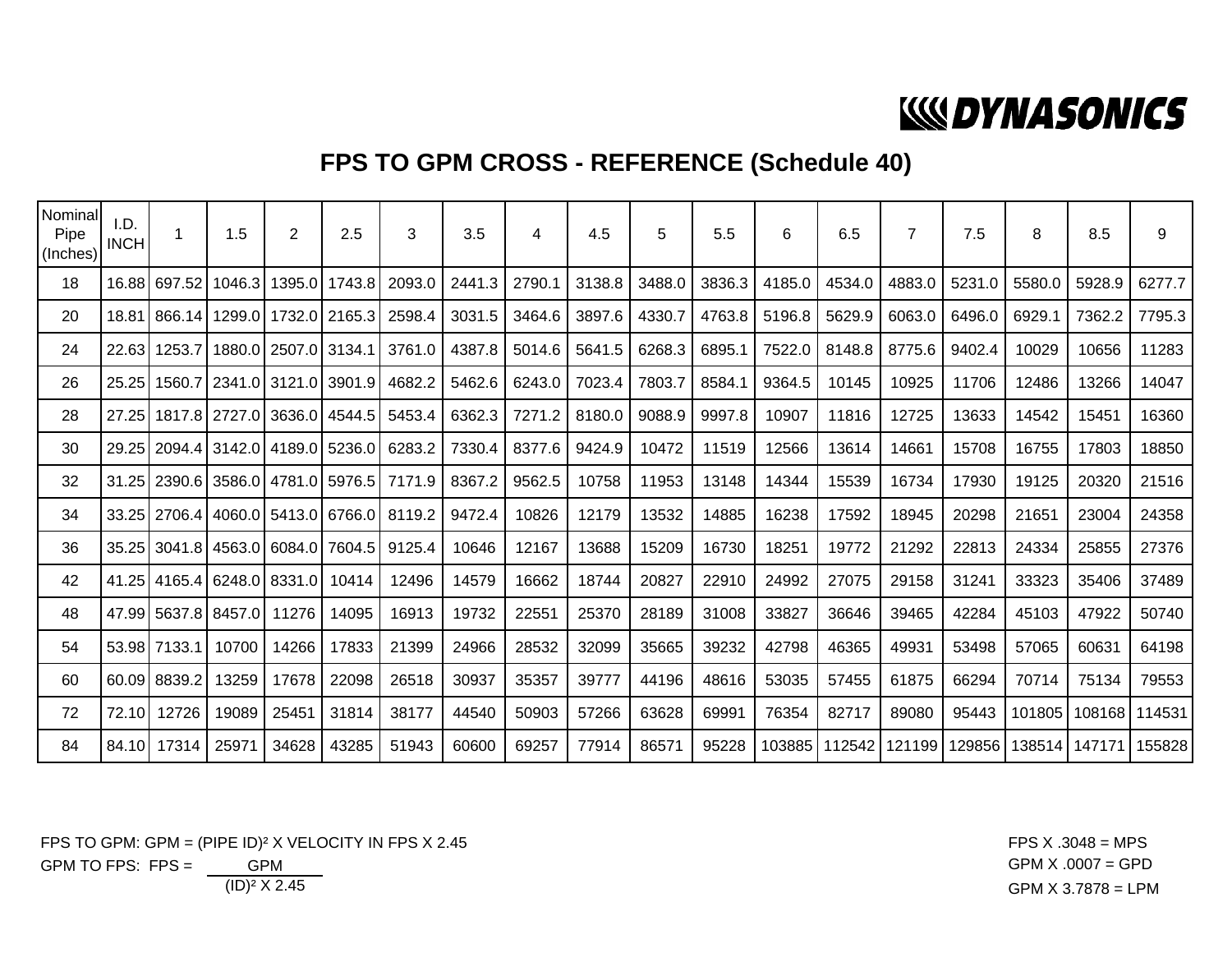DYNASONICS

# FPS TO GPM CROSS - REFERENCE (Schedule 40)

| Nominal Pipe (Inches) | I.D. INCH | 1 | 1.5 | 2 | 2.5 | 3 | 3.5 | 4 | 4.5 | 5 | 5.5 | 6 | 6.5 | 7 | 7.5 | 8 | 8.5 | 9 |
|---|---|---|---|---|---|---|---|---|---|---|---|---|---|---|---|---|---|---|
| 18 | 16.88 | 697.52 | 1046.3 | 1395.0 | 1743.8 | 2093.0 | 2441.3 | 2790.1 | 3138.8 | 3488.0 | 3836.3 | 4185.0 | 4534.0 | 4883.0 | 5231.0 | 5580.0 | 5928.9 | 6277.7 |
| 20 | 18.81 | 866.14 | 1299.0 | 1732.0 | 2165.3 | 2598.4 | 3031.5 | 3464.6 | 3897.6 | 4330.7 | 4763.8 | 5196.8 | 5629.9 | 6063.0 | 6496.0 | 6929.1 | 7362.2 | 7795.3 |
| 24 | 22.63 | 1253.7 | 1880.0 | 2507.0 | 3134.1 | 3761.0 | 4387.8 | 5014.6 | 5641.5 | 6268.3 | 6895.1 | 7522.0 | 8148.8 | 8775.6 | 9402.4 | 10029 | 10656 | 11283 |
| 26 | 25.25 | 1560.7 | 2341.0 | 3121.0 | 3901.9 | 4682.2 | 5462.6 | 6243.0 | 7023.4 | 7803.7 | 8584.1 | 9364.5 | 10145 | 10925 | 11706 | 12486 | 13266 | 14047 |
| 28 | 27.25 | 1817.8 | 2727.0 | 3636.0 | 4544.5 | 5453.4 | 6362.3 | 7271.2 | 8180.0 | 9088.9 | 9997.8 | 10907 | 11816 | 12725 | 13633 | 14542 | 15451 | 16360 |
| 30 | 29.25 | 2094.4 | 3142.0 | 4189.0 | 5236.0 | 6283.2 | 7330.4 | 8377.6 | 9424.9 | 10472 | 11519 | 12566 | 13614 | 14661 | 15708 | 16755 | 17803 | 18850 |
| 32 | 31.25 | 2390.6 | 3586.0 | 4781.0 | 5976.5 | 7171.9 | 8367.2 | 9562.5 | 10758 | 11953 | 13148 | 14344 | 15539 | 16734 | 17930 | 19125 | 20320 | 21516 |
| 34 | 33.25 | 2706.4 | 4060.0 | 5413.0 | 6766.0 | 8119.2 | 9472.4 | 10826 | 12179 | 13532 | 14885 | 16238 | 17592 | 18945 | 20298 | 21651 | 23004 | 24358 |
| 36 | 35.25 | 3041.8 | 4563.0 | 6084.0 | 7604.5 | 9125.4 | 10646 | 12167 | 13688 | 15209 | 16730 | 18251 | 19772 | 21292 | 22813 | 24334 | 25855 | 27376 |
| 42 | 41.25 | 4165.4 | 6248.0 | 8331.0 | 10414 | 12496 | 14579 | 16662 | 18744 | 20827 | 22910 | 24992 | 27075 | 29158 | 31241 | 33323 | 35406 | 37489 |
| 48 | 47.99 | 5637.8 | 8457.0 | 11276 | 14095 | 16913 | 19732 | 22551 | 25370 | 28189 | 31008 | 33827 | 36646 | 39465 | 42284 | 45103 | 47922 | 50740 |
| 54 | 53.98 | 7133.1 | 10700 | 14266 | 17833 | 21399 | 24966 | 28532 | 32099 | 35665 | 39232 | 42798 | 46365 | 49931 | 53498 | 57065 | 60631 | 64198 |
| 60 | 60.09 | 8839.2 | 13259 | 17678 | 22098 | 26518 | 30937 | 35357 | 39777 | 44196 | 48616 | 53035 | 57455 | 61875 | 66294 | 70714 | 75134 | 79553 |
| 72 | 72.10 | 12726 | 19089 | 25451 | 31814 | 38177 | 44540 | 50903 | 57266 | 63628 | 69991 | 76354 | 82717 | 89080 | 95443 | 101805 | 108168 | 114531 |
| 84 | 84.10 | 17314 | 25971 | 34628 | 43285 | 51943 | 60600 | 69257 | 77914 | 86571 | 95228 | 103885 | 112542 | 121199 | 129856 | 138514 | 147171 | 155828 |

FPS TO GPM: GPM = $(\text{PIPE ID})^2$ X VELOCITY IN FPS X 2.45

GPM TO FPS: $\text{FPS} = \dfrac{\text{GPM}}{(\text{ID})^2 \times 2.45}$

FPS X .3048 = MPS

GPM X .0007 = GPD

GPM X 3.7878 = LPM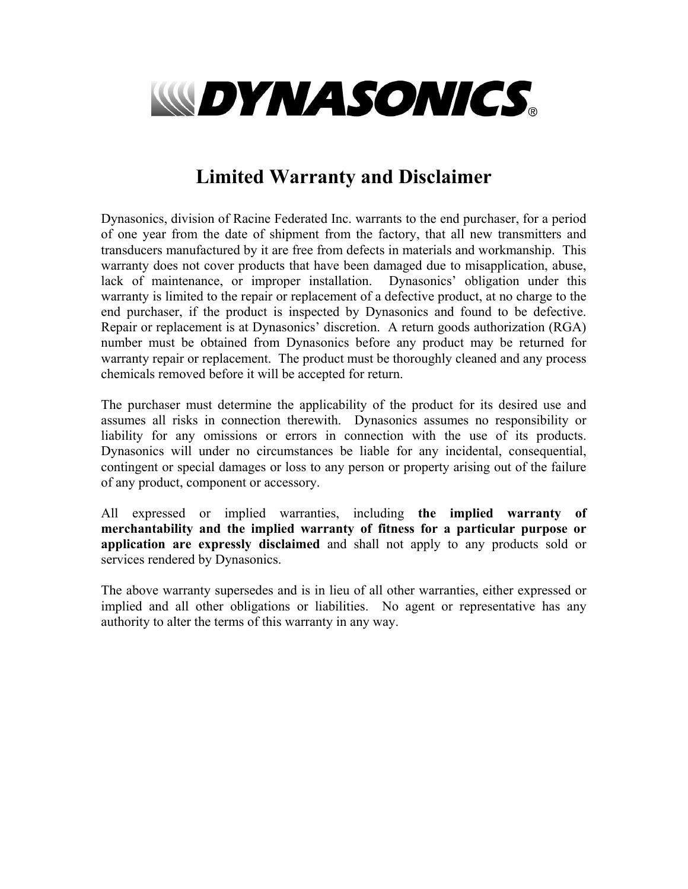**DYNASONICS®**

# Limited Warranty and Disclaimer

Dynasonics, division of Racine Federated Inc. warrants to the end purchaser, for a period of one year from the date of shipment from the factory, that all new transmitters and transducers manufactured by it are free from defects in materials and workmanship. This warranty does not cover products that have been damaged due to misapplication, abuse, lack of maintenance, or improper installation. Dynasonics' obligation under this warranty is limited to the repair or replacement of a defective product, at no charge to the end purchaser, if the product is inspected by Dynasonics and found to be defective. Repair or replacement is at Dynasonics' discretion. A return goods authorization (RGA) number must be obtained from Dynasonics before any product may be returned for warranty repair or replacement. The product must be thoroughly cleaned and any process chemicals removed before it will be accepted for return.

The purchaser must determine the applicability of the product for its desired use and assumes all risks in connection therewith. Dynasonics assumes no responsibility or liability for any omissions or errors in connection with the use of its products. Dynasonics will under no circumstances be liable for any incidental, consequential, contingent or special damages or loss to any person or property arising out of the failure of any product, component or accessory.

All expressed or implied warranties, including **the implied warranty of merchantability and the implied warranty of fitness for a particular purpose or application are expressly disclaimed** and shall not apply to any products sold or services rendered by Dynasonics.

The above warranty supersedes and is in lieu of all other warranties, either expressed or implied and all other obligations or liabilities. No agent or representative has any authority to alter the terms of this warranty in any way.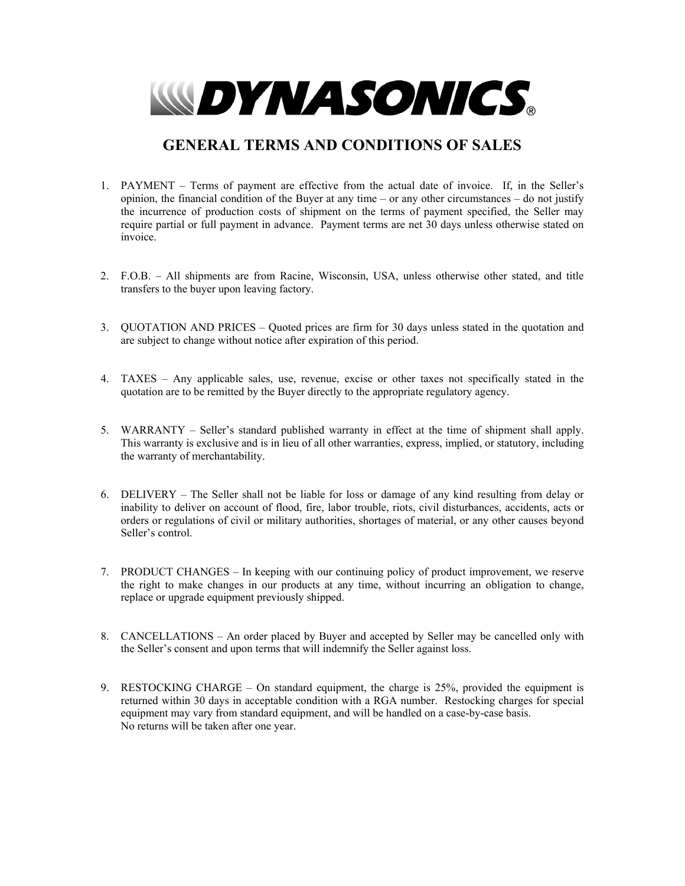DYNASONICS®

# GENERAL TERMS AND CONDITIONS OF SALES

1. PAYMENT – Terms of payment are effective from the actual date of invoice. If, in the Seller's opinion, the financial condition of the Buyer at any time – or any other circumstances – do not justify the incurrence of production costs of shipment on the terms of payment specified, the Seller may require partial or full payment in advance. Payment terms are net 30 days unless otherwise stated on invoice.

2. F.O.B. – All shipments are from Racine, Wisconsin, USA, unless otherwise other stated, and title transfers to the buyer upon leaving factory.

3. QUOTATION AND PRICES – Quoted prices are firm for 30 days unless stated in the quotation and are subject to change without notice after expiration of this period.

4. TAXES – Any applicable sales, use, revenue, excise or other taxes not specifically stated in the quotation are to be remitted by the Buyer directly to the appropriate regulatory agency.

5. WARRANTY – Seller's standard published warranty in effect at the time of shipment shall apply. This warranty is exclusive and is in lieu of all other warranties, express, implied, or statutory, including the warranty of merchantability.

6. DELIVERY – The Seller shall not be liable for loss or damage of any kind resulting from delay or inability to deliver on account of flood, fire, labor trouble, riots, civil disturbances, accidents, acts or orders or regulations of civil or military authorities, shortages of material, or any other causes beyond Seller's control.

7. PRODUCT CHANGES – In keeping with our continuing policy of product improvement, we reserve the right to make changes in our products at any time, without incurring an obligation to change, replace or upgrade equipment previously shipped.

8. CANCELLATIONS – An order placed by Buyer and accepted by Seller may be cancelled only with the Seller's consent and upon terms that will indemnify the Seller against loss.

9. RESTOCKING CHARGE – On standard equipment, the charge is 25%, provided the equipment is returned within 30 days in acceptable condition with a RGA number. Restocking charges for special equipment may vary from standard equipment, and will be handled on a case-by-case basis.
   No returns will be taken after one year.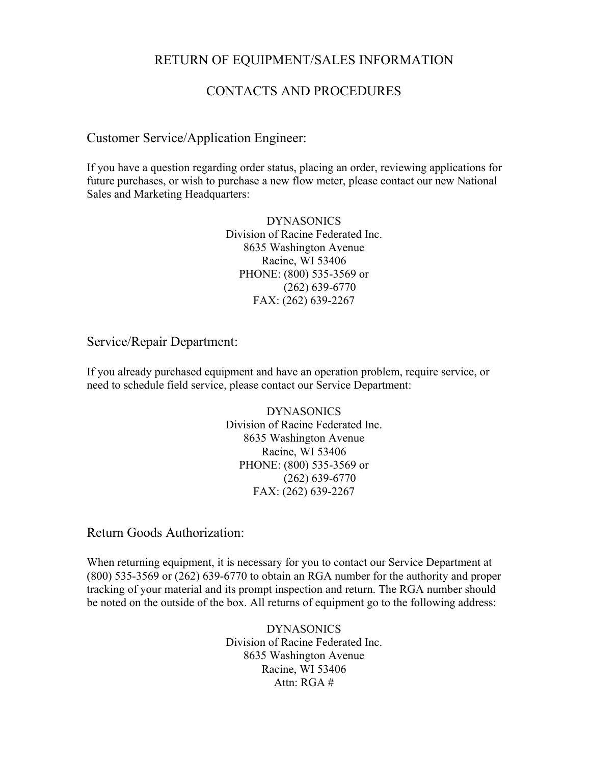# RETURN OF EQUIPMENT/SALES INFORMATION

# CONTACTS AND PROCEDURES

## Customer Service/Application Engineer:

If you have a question regarding order status, placing an order, reviewing applications for future purchases, or wish to purchase a new flow meter, please contact our new National Sales and Marketing Headquarters:

DYNASONICS
Division of Racine Federated Inc.
8635 Washington Avenue
Racine, WI 53406
PHONE: (800) 535-3569 or
(262) 639-6770
FAX: (262) 639-2267

## Service/Repair Department:

If you already purchased equipment and have an operation problem, require service, or need to schedule field service, please contact our Service Department:

DYNASONICS
Division of Racine Federated Inc.
8635 Washington Avenue
Racine, WI 53406
PHONE: (800) 535-3569 or
(262) 639-6770
FAX: (262) 639-2267

## Return Goods Authorization:

When returning equipment, it is necessary for you to contact our Service Department at (800) 535-3569 or (262) 639-6770 to obtain an RGA number for the authority and proper tracking of your material and its prompt inspection and return. The RGA number should be noted on the outside of the box. All returns of equipment go to the following address:

DYNASONICS
Division of Racine Federated Inc.
8635 Washington Avenue
Racine, WI 53406
Attn: RGA #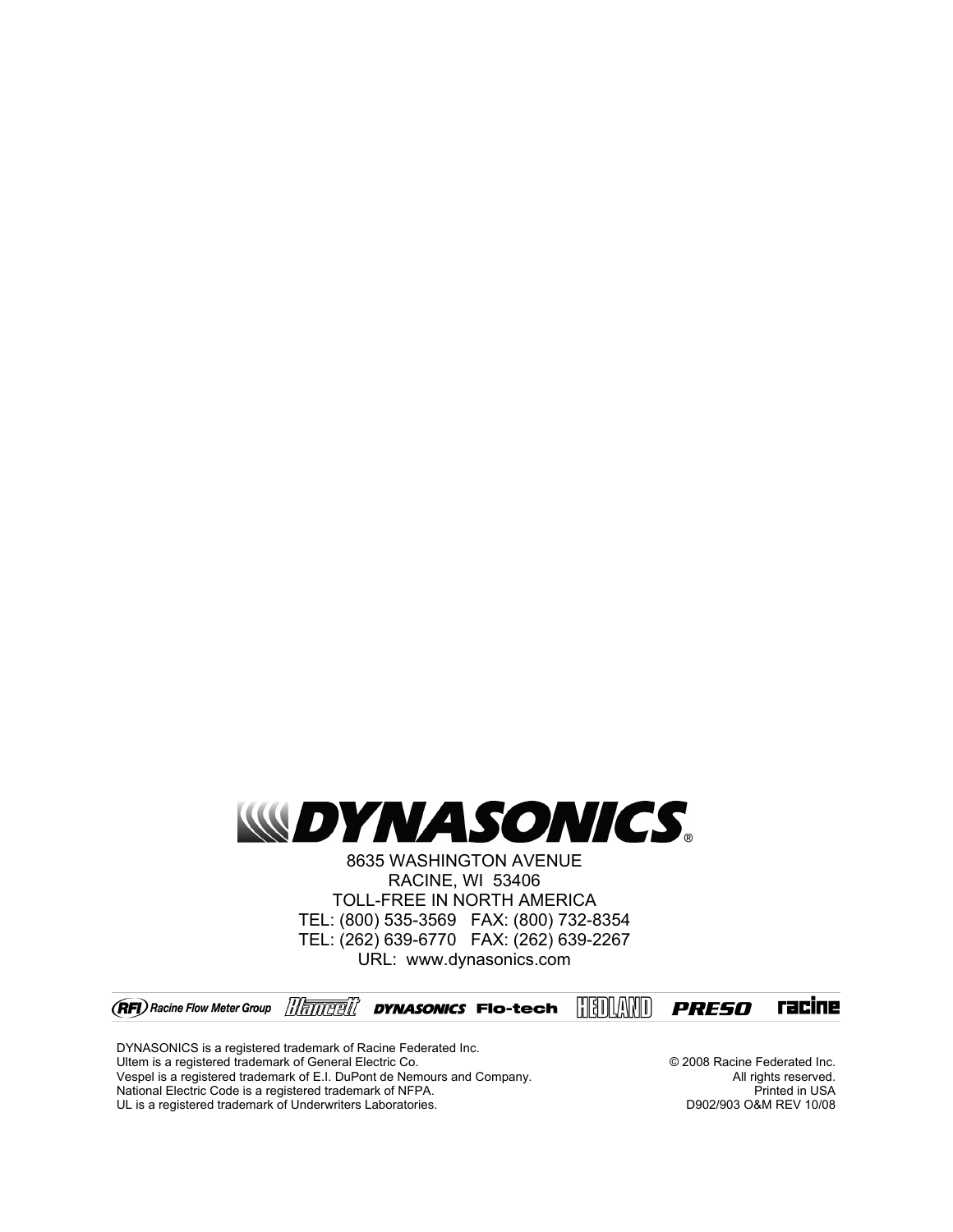DYNASONICS®

8635 WASHINGTON AVENUE
RACINE, WI 53406
TOLL-FREE IN NORTH AMERICA
TEL: (800) 535-3569 FAX: (800) 732-8354
TEL: (262) 639-6770 FAX: (262) 639-2267
URL: www.dynasonics.com

RFI Racine Flow Meter Group | Blancett | DYNASONICS | Flo-tech | HEDLAND | PRESO | racine

DYNASONICS is a registered trademark of Racine Federated Inc.
Ultem is a registered trademark of General Electric Co.
Vespel is a registered trademark of E.I. DuPont de Nemours and Company.
National Electric Code is a registered trademark of NFPA.
UL is a registered trademark of Underwriters Laboratories.

© 2008 Racine Federated Inc.
All rights reserved.
Printed in USA
D902/903 O&M REV 10/08